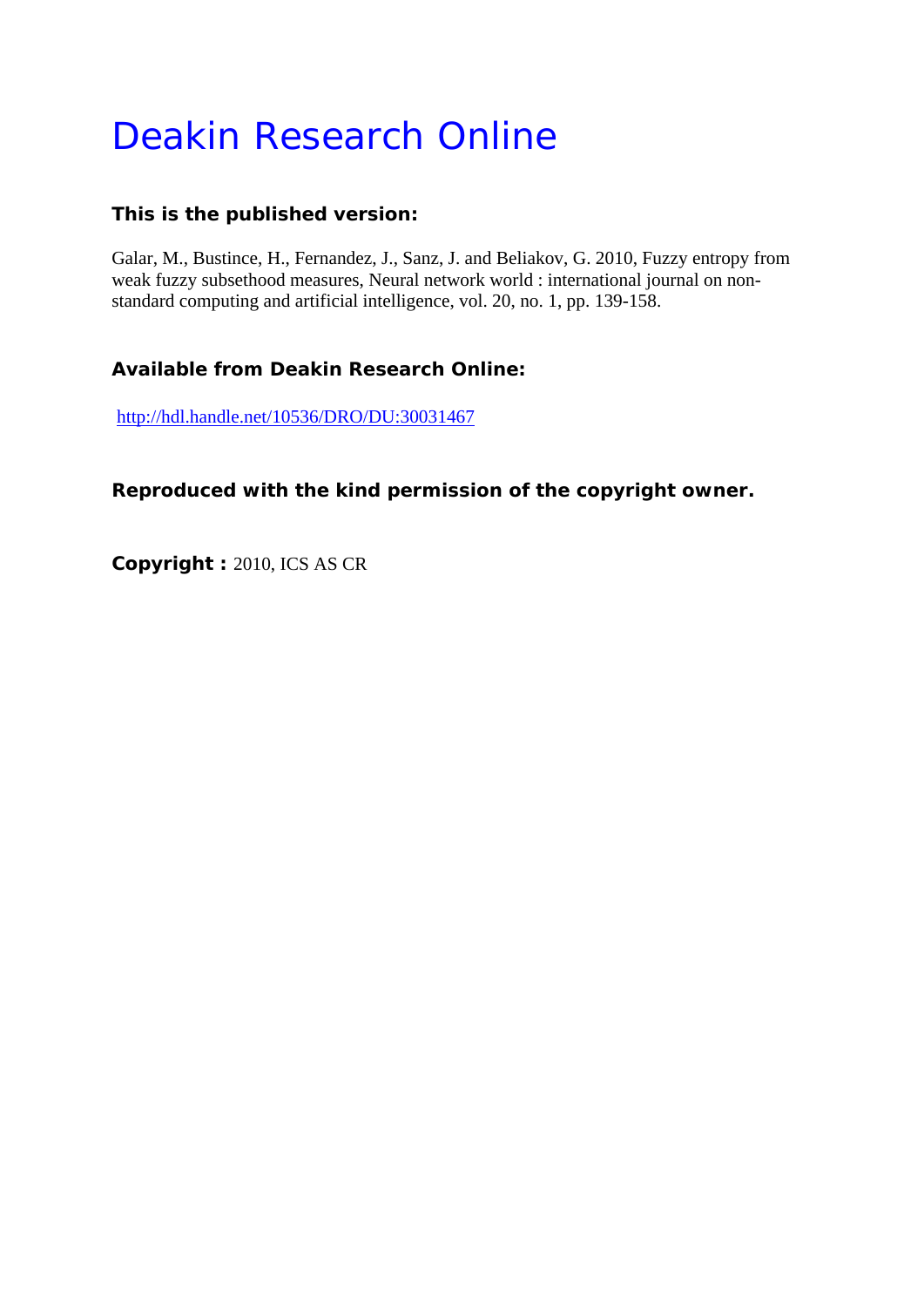# Deakin Research Online

**This is the published version:**

Galar, M., Bustince, H., Fernandez, J., Sanz, J. and Beliakov, G. 2010, Fuzzy entropy from weak fuzzy subsethood measures, Neural network world : international journal on non-standard computing and artificial intelligence, vol. 20, no. 1, pp. 139-158.

**Available from Deakin Research Online:**

http://hdl.handle.net/10536/DRO/DU:30031467

**Reproduced with the kind permission of the copyright owner.**

**Copyright :** 2010, ICS AS CR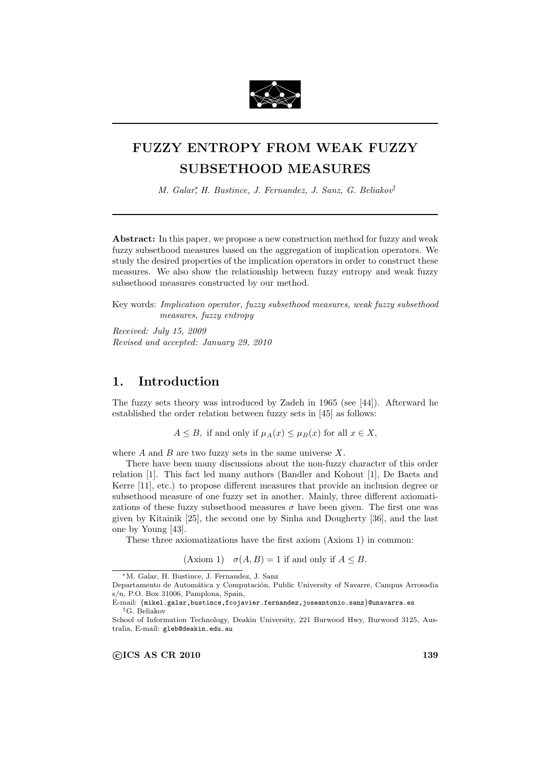# FUZZY ENTROPY FROM WEAK FUZZY SUBSETHOOD MEASURES

*M. Galar*, H. Bustince, J. Fernandez, J. Sanz, G. Beliakov*[†]

**Abstract:** In this paper, we propose a new construction method for fuzzy and weak fuzzy subsethood measures based on the aggregation of implication operators. We study the desired properties of the implication operators in order to construct these measures. We also show the relationship between fuzzy entropy and weak fuzzy subsethood measures constructed by our method.

Key words: *Implication operator, fuzzy subsethood measures, weak fuzzy subsethood measures, fuzzy entropy*

*Received: July 15, 2009*
*Revised and accepted: January 29, 2010*

## 1. Introduction

The fuzzy sets theory was introduced by Zadeh in 1965 (see [44]). Afterward he established the order relation between fuzzy sets in [45] as follows:

$$A \leq B, \text{ if and only if } \mu_A(x) \leq \mu_B(x) \text{ for all } x \in X,$$

where $A$ and $B$ are two fuzzy sets in the same universe $X$.

There have been many discussions about the non-fuzzy character of this order relation [1]. This fact led many authors (Bandler and Kohout [1], De Baets and Kerre [11], etc.) to propose different measures that provide an inclusion degree or subsethood measure of one fuzzy set in another. Mainly, three different axiomatizations of these fuzzy subsethood measures $\sigma$ have been given. The first one was given by Kitainik [25], the second one by Sinha and Dougherty [36], and the last one by Young [43].

These three axiomatizations have the first axiom (Axiom 1) in common:

$$\text{(Axiom 1)} \quad \sigma(A, B) = 1 \text{ if and only if } A \leq B.$$

*M. Galar, H. Bustince, J. Fernandez, J. Sanz
Departamento de Automática y Computación, Public University of Navarre, Campus Arrosadia s/n, P.O. Box 31006, Pamplona, Spain,
E-mail: {mikel.galar,bustince,fcojavier.fernandez,joseantonio.sanz}@unavarra.es

[†]G. Beliakov
School of Information Technology, Deakin University, 221 Burwood Hwy, Burwood 3125, Australia, E-mail: gleb@deakin.edu.au

©ICS AS CR 2010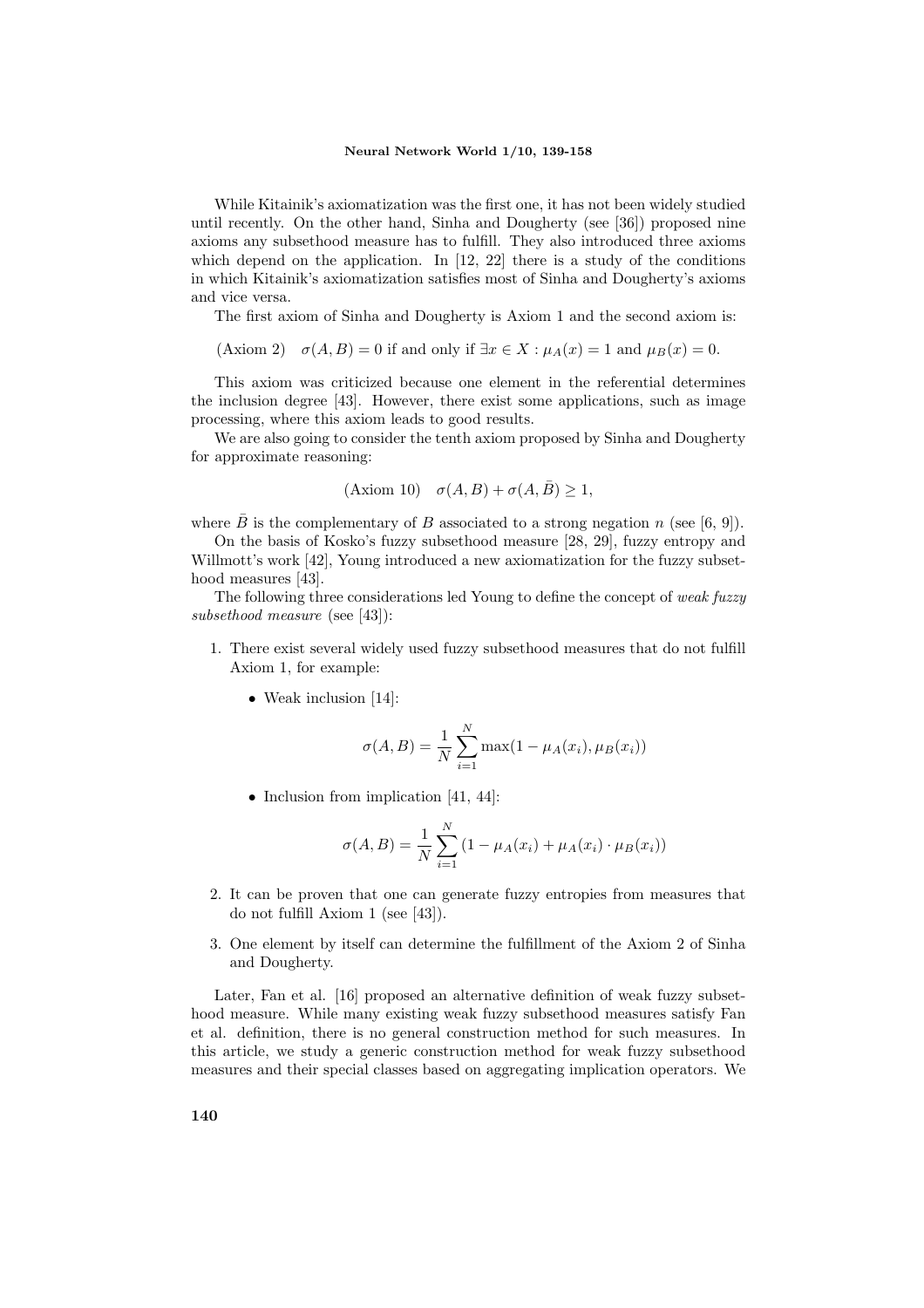While Kitainik's axiomatization was the first one, it has not been widely studied until recently. On the other hand, Sinha and Dougherty (see [36]) proposed nine axioms any subsethood measure has to fulfill. They also introduced three axioms which depend on the application. In [12, 22] there is a study of the conditions in which Kitainik's axiomatization satisfies most of Sinha and Dougherty's axioms and vice versa.

The first axiom of Sinha and Dougherty is Axiom 1 and the second axiom is:

(Axiom 2) $\sigma(A, B) = 0$ if and only if $\exists x \in X : \mu_A(x) = 1$ and $\mu_B(x) = 0$.

This axiom was criticized because one element in the referential determines the inclusion degree [43]. However, there exist some applications, such as image processing, where this axiom leads to good results.

We are also going to consider the tenth axiom proposed by Sinha and Dougherty for approximate reasoning:

$$\text{(Axiom 10)} \quad \sigma(A, B) + \sigma(A, \bar{B}) \geq 1,$$

where $\bar{B}$ is the complementary of $B$ associated to a strong negation $n$ (see [6, 9]).

On the basis of Kosko's fuzzy subsethood measure [28, 29], fuzzy entropy and Willmott's work [42], Young introduced a new axiomatization for the fuzzy subsethood measures [43].

The following three considerations led Young to define the concept of *weak fuzzy subsethood measure* (see [43]):

1. There exist several widely used fuzzy subsethood measures that do not fulfill Axiom 1, for example:
   - Weak inclusion [14]:
   $$\sigma(A, B) = \frac{1}{N} \sum_{i=1}^{N} \max(1 - \mu_A(x_i), \mu_B(x_i))$$
   - Inclusion from implication [41, 44]:
   $$\sigma(A, B) = \frac{1}{N} \sum_{i=1}^{N} (1 - \mu_A(x_i) + \mu_A(x_i) \cdot \mu_B(x_i))$$
2. It can be proven that one can generate fuzzy entropies from measures that do not fulfill Axiom 1 (see [43]).
3. One element by itself can determine the fulfillment of the Axiom 2 of Sinha and Dougherty.

Later, Fan et al. [16] proposed an alternative definition of weak fuzzy subsethood measure. While many existing weak fuzzy subsethood measures satisfy Fan et al. definition, there is no general construction method for such measures. In this article, we study a generic construction method for weak fuzzy subsethood measures and their special classes based on aggregating implication operators. We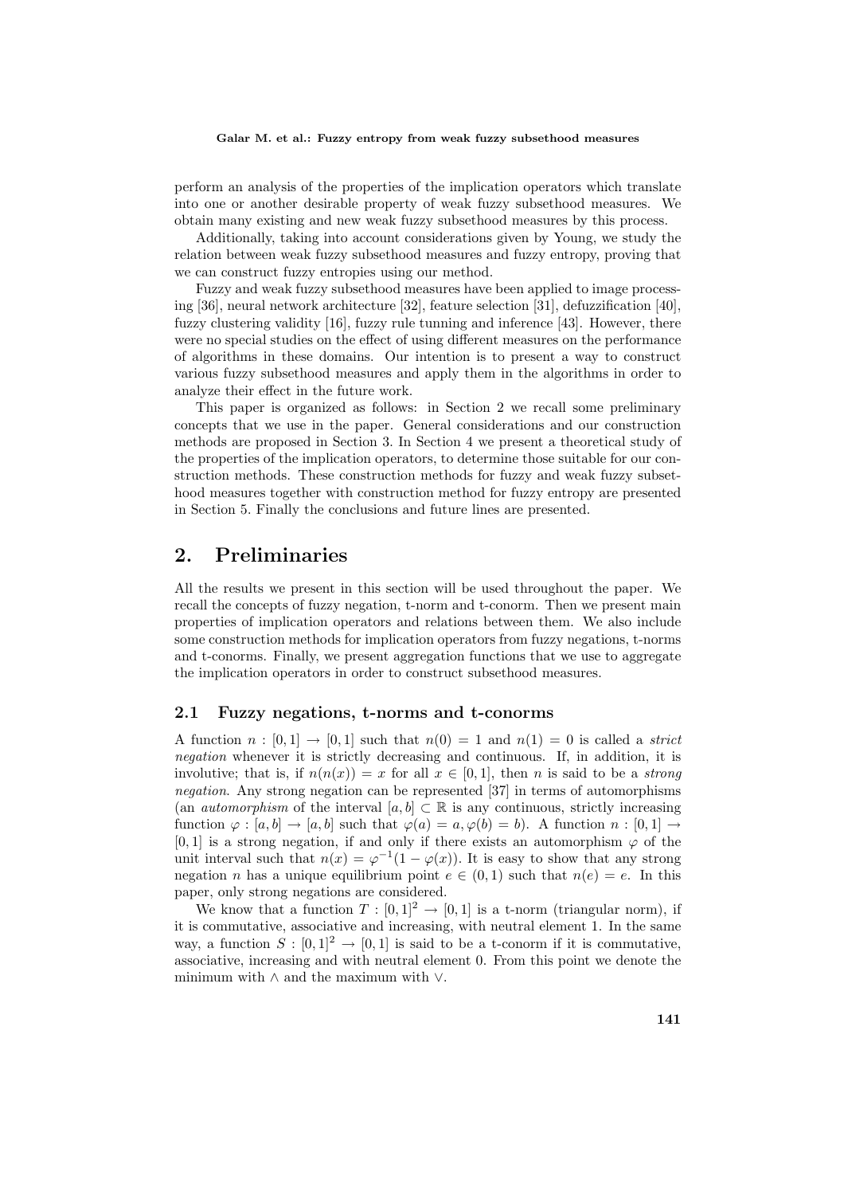perform an analysis of the properties of the implication operators which translate into one or another desirable property of weak fuzzy subsethood measures. We obtain many existing and new weak fuzzy subsethood measures by this process.

Additionally, taking into account considerations given by Young, we study the relation between weak fuzzy subsethood measures and fuzzy entropy, proving that we can construct fuzzy entropies using our method.

Fuzzy and weak fuzzy subsethood measures have been applied to image processing [36], neural network architecture [32], feature selection [31], defuzzification [40], fuzzy clustering validity [16], fuzzy rule tunning and inference [43]. However, there were no special studies on the effect of using different measures on the performance of algorithms in these domains. Our intention is to present a way to construct various fuzzy subsethood measures and apply them in the algorithms in order to analyze their effect in the future work.

This paper is organized as follows: in Section 2 we recall some preliminary concepts that we use in the paper. General considerations and our construction methods are proposed in Section 3. In Section 4 we present a theoretical study of the properties of the implication operators, to determine those suitable for our construction methods. These construction methods for fuzzy and weak fuzzy subsethood measures together with construction method for fuzzy entropy are presented in Section 5. Finally the conclusions and future lines are presented.

# 2. Preliminaries

All the results we present in this section will be used throughout the paper. We recall the concepts of fuzzy negation, t-norm and t-conorm. Then we present main properties of implication operators and relations between them. We also include some construction methods for implication operators from fuzzy negations, t-norms and t-conorms. Finally, we present aggregation functions that we use to aggregate the implication operators in order to construct subsethood measures.

## 2.1 Fuzzy negations, t-norms and t-conorms

A function $n : [0, 1] \to [0, 1]$ such that $n(0) = 1$ and $n(1) = 0$ is called a *strict negation* whenever it is strictly decreasing and continuous. If, in addition, it is involutive; that is, if $n(n(x)) = x$ for all $x \in [0, 1]$, then $n$ is said to be a *strong negation*. Any strong negation can be represented [37] in terms of automorphisms (an *automorphism* of the interval $[a, b] \subset \mathbb{R}$ is any continuous, strictly increasing function $\varphi : [a, b] \to [a, b]$ such that $\varphi(a) = a, \varphi(b) = b$). A function $n : [0, 1] \to [0, 1]$ is a strong negation, if and only if there exists an automorphism $\varphi$ of the unit interval such that $n(x) = \varphi^{-1}(1 - \varphi(x))$. It is easy to show that any strong negation $n$ has a unique equilibrium point $e \in (0, 1)$ such that $n(e) = e$. In this paper, only strong negations are considered.

We know that a function $T : [0, 1]^2 \to [0, 1]$ is a t-norm (triangular norm), if it is commutative, associative and increasing, with neutral element 1. In the same way, a function $S : [0, 1]^2 \to [0, 1]$ is said to be a t-conorm if it is commutative, associative, increasing and with neutral element 0. From this point we denote the minimum with $\wedge$ and the maximum with $\vee$.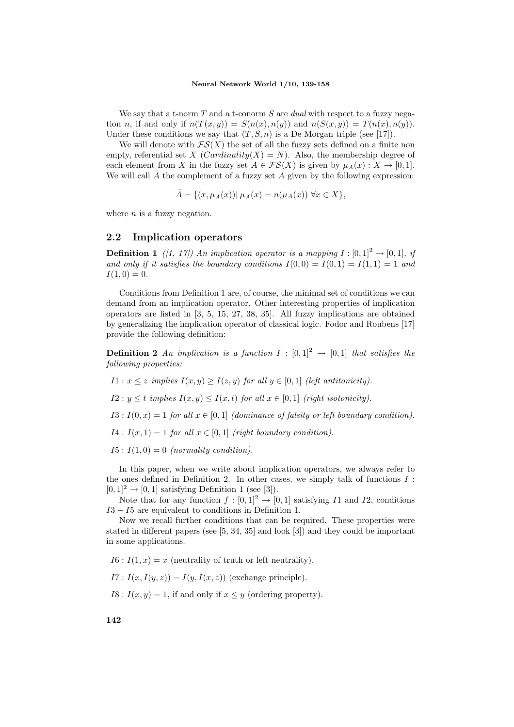We say that a t-norm $T$ and a t-conorm $S$ are *dual* with respect to a fuzzy negation $n$, if and only if $n(T(x,y)) = S(n(x), n(y))$ and $n(S(x,y)) = T(n(x), n(y))$. Under these conditions we say that $(T, S, n)$ is a De Morgan triple (see [17]).

We will denote with $\mathcal{FS}(X)$ the set of all the fuzzy sets defined on a finite non empty, referential set $X$ ($Cardinality(X) = N$). Also, the membership degree of each element from $X$ in the fuzzy set $A \in \mathcal{FS}(X)$ is given by $\mu_A(x) : X \to [0,1]$. We will call $\bar{A}$ the complement of a fuzzy set $A$ given by the following expression:

$$\bar{A} = \{(x, \mu_{\bar{A}}(x)) |\, \mu_{\bar{A}}(x) = n(\mu_A(x)) \ \forall x \in X\},$$

where $n$ is a fuzzy negation.

## 2.2 Implication operators

**Definition 1** *([1, 17]) An implication operator is a mapping $I : [0,1]^2 \to [0,1]$, if and only if it satisfies the boundary conditions $I(0,0) = I(0,1) = I(1,1) = 1$ and $I(1,0) = 0$.*

Conditions from Definition 1 are, of course, the minimal set of conditions we can demand from an implication operator. Other interesting properties of implication operators are listed in [3, 5, 15, 27, 38, 35]. All fuzzy implications are obtained by generalizing the implication operator of classical logic. Fodor and Roubens [17] provide the following definition:

**Definition 2** *An implication is a function $I : [0,1]^2 \to [0,1]$ that satisfies the following properties:*

- $I1$ : *$x \leq z$ implies $I(x,y) \geq I(z,y)$ for all $y \in [0,1]$ (left antitonicity).*
- $I2$ : *$y \leq t$ implies $I(x,y) \leq I(x,t)$ for all $x \in [0,1]$ (right isotonicity).*
- $I3$ : *$I(0,x) = 1$ for all $x \in [0,1]$ (dominance of falsity or left boundary condition).*
- $I4$ : *$I(x,1) = 1$ for all $x \in [0,1]$ (right boundary condition).*
- $I5$ : *$I(1,0) = 0$ (normality condition).*

In this paper, when we write about implication operators, we always refer to the ones defined in Definition 2. In other cases, we simply talk of functions $I : [0,1]^2 \to [0,1]$ satisfying Definition 1 (see [3]).

Note that for any function $f : [0,1]^2 \to [0,1]$ satisfying $I1$ and $I2$, conditions $I3 - I5$ are equivalent to conditions in Definition 1.

Now we recall further conditions that can be required. These properties were stated in different papers (see [5, 34, 35] and look [3]) and they could be important in some applications.

- $I6$ : $I(1,x) = x$ (neutrality of truth or left neutrality).
- $I7$ : $I(x, I(y,z)) = I(y, I(x,z))$ (exchange principle).
- $I8$ : $I(x,y) = 1$, if and only if $x \leq y$ (ordering property).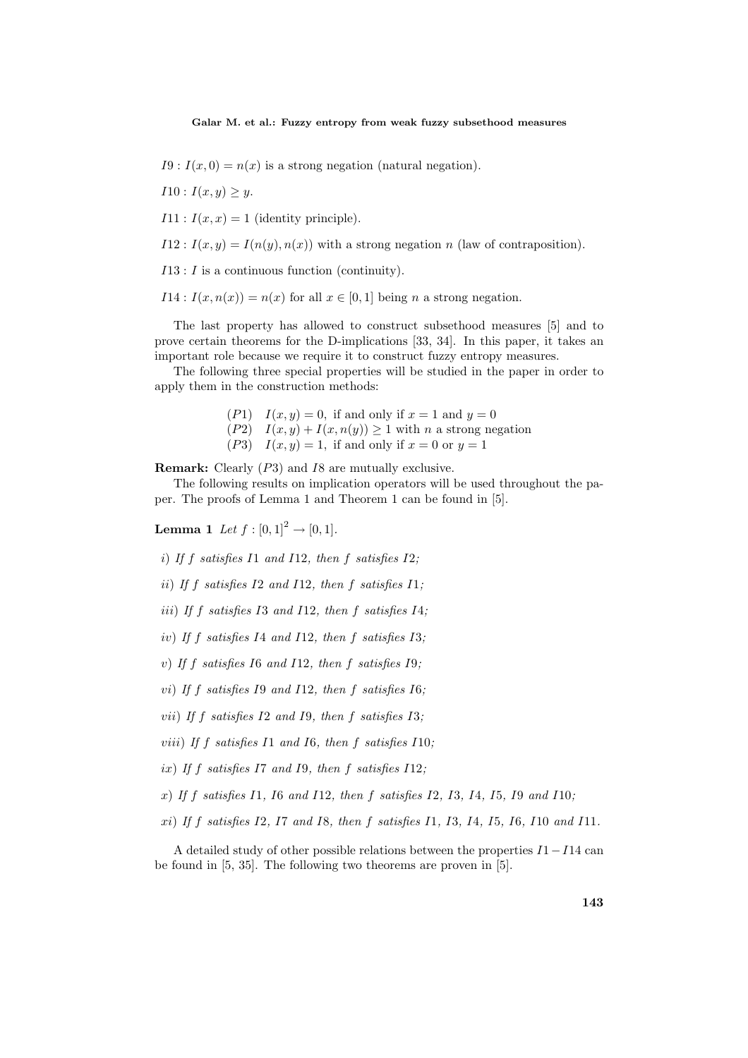$I9 : I(x, 0) = n(x)$ is a strong negation (natural negation).

$I10 : I(x, y) \geq y$.

$I11 : I(x, x) = 1$ (identity principle).

$I12 : I(x, y) = I(n(y), n(x))$ with a strong negation $n$ (law of contraposition).

$I13 : I$ is a continuous function (continuity).

$I14 : I(x, n(x)) = n(x)$ for all $x \in [0, 1]$ being $n$ a strong negation.

The last property has allowed to construct subsethood measures [5] and to prove certain theorems for the D-implications [33, 34]. In this paper, it takes an important role because we require it to construct fuzzy entropy measures.

The following three special properties will be studied in the paper in order to apply them in the construction methods:

$$
\begin{array}{ll}
(P1) & I(x, y) = 0, \text{ if and only if } x = 1 \text{ and } y = 0 \\
(P2) & I(x, y) + I(x, n(y)) \geq 1 \text{ with } n \text{ a strong negation} \\
(P3) & I(x, y) = 1, \text{ if and only if } x = 0 \text{ or } y = 1
\end{array}
$$

**Remark:** Clearly $(P3)$ and $I8$ are mutually exclusive.

The following results on implication operators will be used throughout the paper. The proofs of Lemma 1 and Theorem 1 can be found in [5].

**Lemma 1** *Let* $f : [0, 1]^2 \rightarrow [0, 1]$.

*i) If $f$ satisfies $I1$ and $I12$, then $f$ satisfies $I2$;*

*ii) If $f$ satisfies $I2$ and $I12$, then $f$ satisfies $I1$;*

*iii) If $f$ satisfies $I3$ and $I12$, then $f$ satisfies $I4$;*

*iv) If $f$ satisfies $I4$ and $I12$, then $f$ satisfies $I3$;*

*v) If $f$ satisfies $I6$ and $I12$, then $f$ satisfies $I9$;*

*vi) If $f$ satisfies $I9$ and $I12$, then $f$ satisfies $I6$;*

*vii) If $f$ satisfies $I2$ and $I9$, then $f$ satisfies $I3$;*

*viii) If $f$ satisfies $I1$ and $I6$, then $f$ satisfies $I10$;*

*ix) If $f$ satisfies $I7$ and $I9$, then $f$ satisfies $I12$;*

*x) If $f$ satisfies $I1$, $I6$ and $I12$, then $f$ satisfies $I2$, $I3$, $I4$, $I5$, $I9$ and $I10$;*

*xi) If $f$ satisfies $I2$, $I7$ and $I8$, then $f$ satisfies $I1$, $I3$, $I4$, $I5$, $I6$, $I10$ and $I11$.*

A detailed study of other possible relations between the properties $I1 - I14$ can be found in [5, 35]. The following two theorems are proven in [5].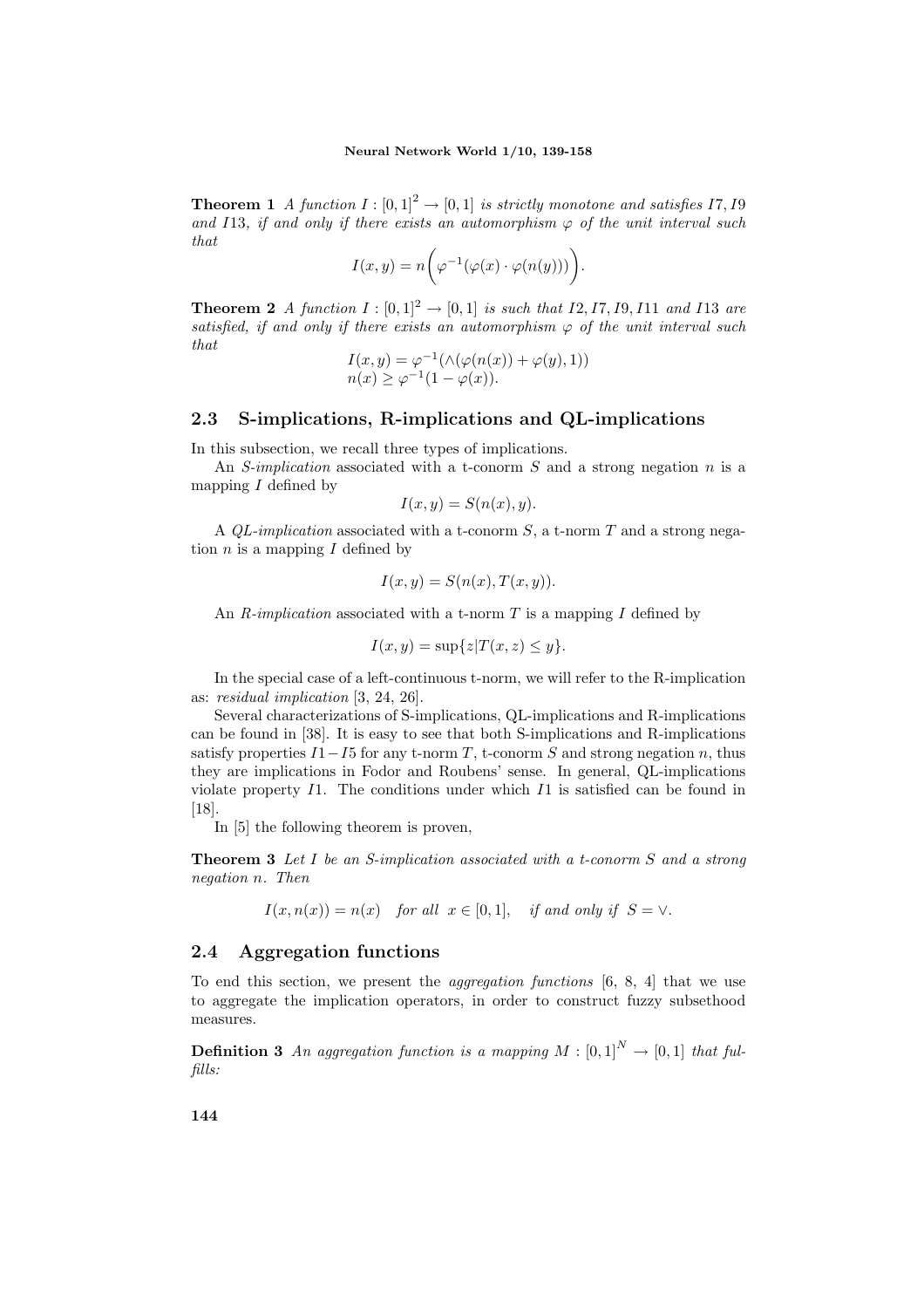**Theorem 1** *A function $I : [0,1]^2 \to [0,1]$ is strictly monotone and satisfies $I7, I9$ and $I13$, if and only if there exists an automorphism $\varphi$ of the unit interval such that*

$$I(x,y) = n\bigg(\varphi^{-1}(\varphi(x) \cdot \varphi(n(y)))\bigg).$$

**Theorem 2** *A function $I : [0,1]^2 \to [0,1]$ is such that $I2, I7, I9, I11$ and $I13$ are satisfied, if and only if there exists an automorphism $\varphi$ of the unit interval such that*

$$I(x,y) = \varphi^{-1}(\wedge(\varphi(n(x)) + \varphi(y), 1))$$
$$n(x) \geq \varphi^{-1}(1 - \varphi(x)).$$

## 2.3 S-implications, R-implications and QL-implications

In this subsection, we recall three types of implications.

An *S-implication* associated with a t-conorm $S$ and a strong negation $n$ is a mapping $I$ defined by

$$I(x,y) = S(n(x), y).$$

A *QL-implication* associated with a t-conorm $S$, a t-norm $T$ and a strong negation $n$ is a mapping $I$ defined by

$$I(x,y) = S(n(x), T(x,y)).$$

An *R-implication* associated with a t-norm $T$ is a mapping $I$ defined by

$$I(x,y) = \sup\{z | T(x,z) \leq y\}.$$

In the special case of a left-continuous t-norm, we will refer to the R-implication as: *residual implication* [3, 24, 26].

Several characterizations of S-implications, QL-implications and R-implications can be found in [38]. It is easy to see that both S-implications and R-implications satisfy properties $I1 - I5$ for any t-norm $T$, t-conorm $S$ and strong negation $n$, thus they are implications in Fodor and Roubens' sense. In general, QL-implications violate property $I1$. The conditions under which $I1$ is satisfied can be found in [18].

In [5] the following theorem is proven,

**Theorem 3** *Let $I$ be an S-implication associated with a t-conorm $S$ and a strong negation $n$. Then*

$$I(x, n(x)) = n(x) \quad \text{for all} \;\; x \in [0,1], \quad \text{if and only if} \;\; S = \vee.$$

## 2.4 Aggregation functions

To end this section, we present the *aggregation functions* [6, 8, 4] that we use to aggregate the implication operators, in order to construct fuzzy subsethood measures.

**Definition 3** *An aggregation function is a mapping $M : [0,1]^N \to [0,1]$ that fulfills:*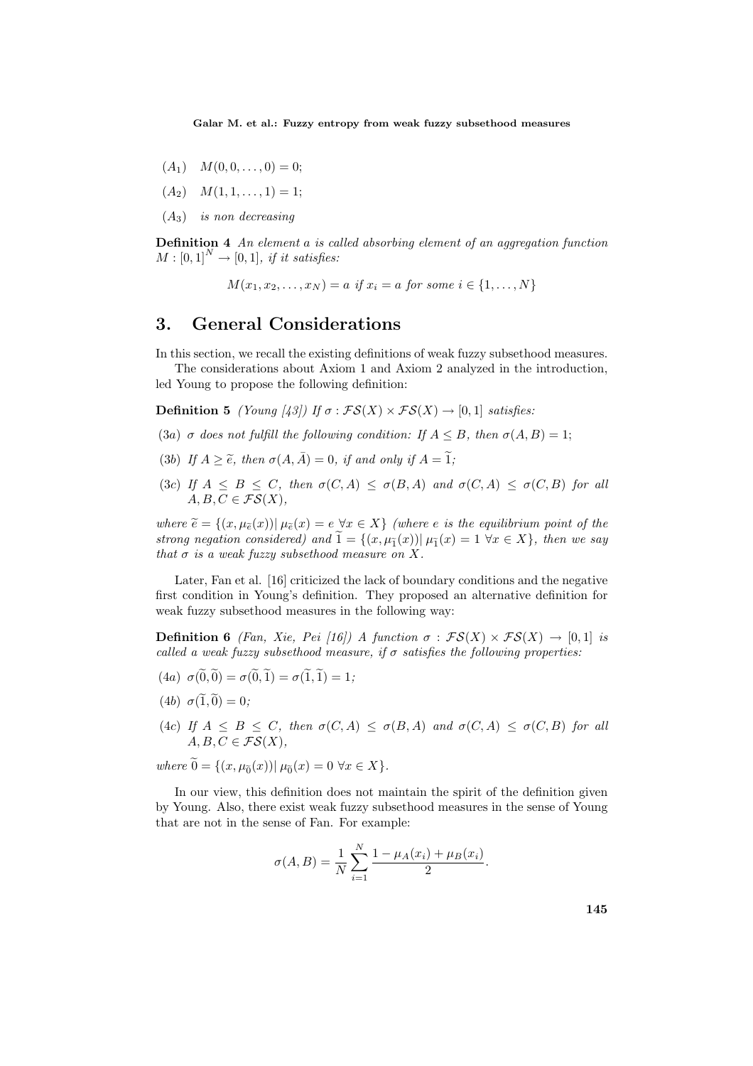($A_1$) $M(0, 0, \ldots, 0) = 0$;

($A_2$) $M(1, 1, \ldots, 1) = 1$;

($A_3$) *is non decreasing*

**Definition 4** *An element $a$ is called absorbing element of an aggregation function $M : [0,1]^N \to [0,1]$, if it satisfies:*

$$M(x_1, x_2, \ldots, x_N) = a \text{ if } x_i = a \text{ for some } i \in \{1, \ldots, N\}$$

## 3. General Considerations

In this section, we recall the existing definitions of weak fuzzy subsethood measures.

The considerations about Axiom 1 and Axiom 2 analyzed in the introduction, led Young to propose the following definition:

**Definition 5** *(Young [43]) If $\sigma : \mathcal{FS}(X) \times \mathcal{FS}(X) \to [0,1]$ satisfies:*

($3a$) *$\sigma$ does not fulfill the following condition: If $A \leq B$, then $\sigma(A, B) = 1$;*

($3b$) *If $A \geq \widetilde{e}$, then $\sigma(A, \bar{A}) = 0$, if and only if $A = \widetilde{1}$;*

($3c$) *If $A \leq B \leq C$, then $\sigma(C, A) \leq \sigma(B, A)$ and $\sigma(C, A) \leq \sigma(C, B)$ for all $A, B, C \in \mathcal{FS}(X)$,*

*where $\widetilde{e} = \{(x, \mu_{\widetilde{e}}(x)) | \, \mu_{\widetilde{e}}(x) = e \; \forall x \in X\}$ (where $e$ is the equilibrium point of the strong negation considered) and $\widetilde{1} = \{(x, \mu_{\widetilde{1}}(x)) | \, \mu_{\widetilde{1}}(x) = 1 \; \forall x \in X\}$, then we say that $\sigma$ is a weak fuzzy subsethood measure on $X$.*

Later, Fan et al. [16] criticized the lack of boundary conditions and the negative first condition in Young's definition. They proposed an alternative definition for weak fuzzy subsethood measures in the following way:

**Definition 6** *(Fan, Xie, Pei [16]) A function $\sigma : \mathcal{FS}(X) \times \mathcal{FS}(X) \to [0,1]$ is called a weak fuzzy subsethood measure, if $\sigma$ satisfies the following properties:*

($4a$) *$\sigma(\widetilde{0}, \widetilde{0}) = \sigma(\widetilde{0}, \widetilde{1}) = \sigma(\widetilde{1}, \widetilde{1}) = 1$;*

($4b$) *$\sigma(\widetilde{1}, \widetilde{0}) = 0$;*

($4c$) *If $A \leq B \leq C$, then $\sigma(C, A) \leq \sigma(B, A)$ and $\sigma(C, A) \leq \sigma(C, B)$ for all $A, B, C \in \mathcal{FS}(X)$,*

*where $\widetilde{0} = \{(x, \mu_{\widetilde{0}}(x)) | \, \mu_{\widetilde{0}}(x) = 0 \; \forall x \in X\}$.*

In our view, this definition does not maintain the spirit of the definition given by Young. Also, there exist weak fuzzy subsethood measures in the sense of Young that are not in the sense of Fan. For example:

$$\sigma(A, B) = \frac{1}{N} \sum_{i=1}^{N} \frac{1 - \mu_A(x_i) + \mu_B(x_i)}{2}.$$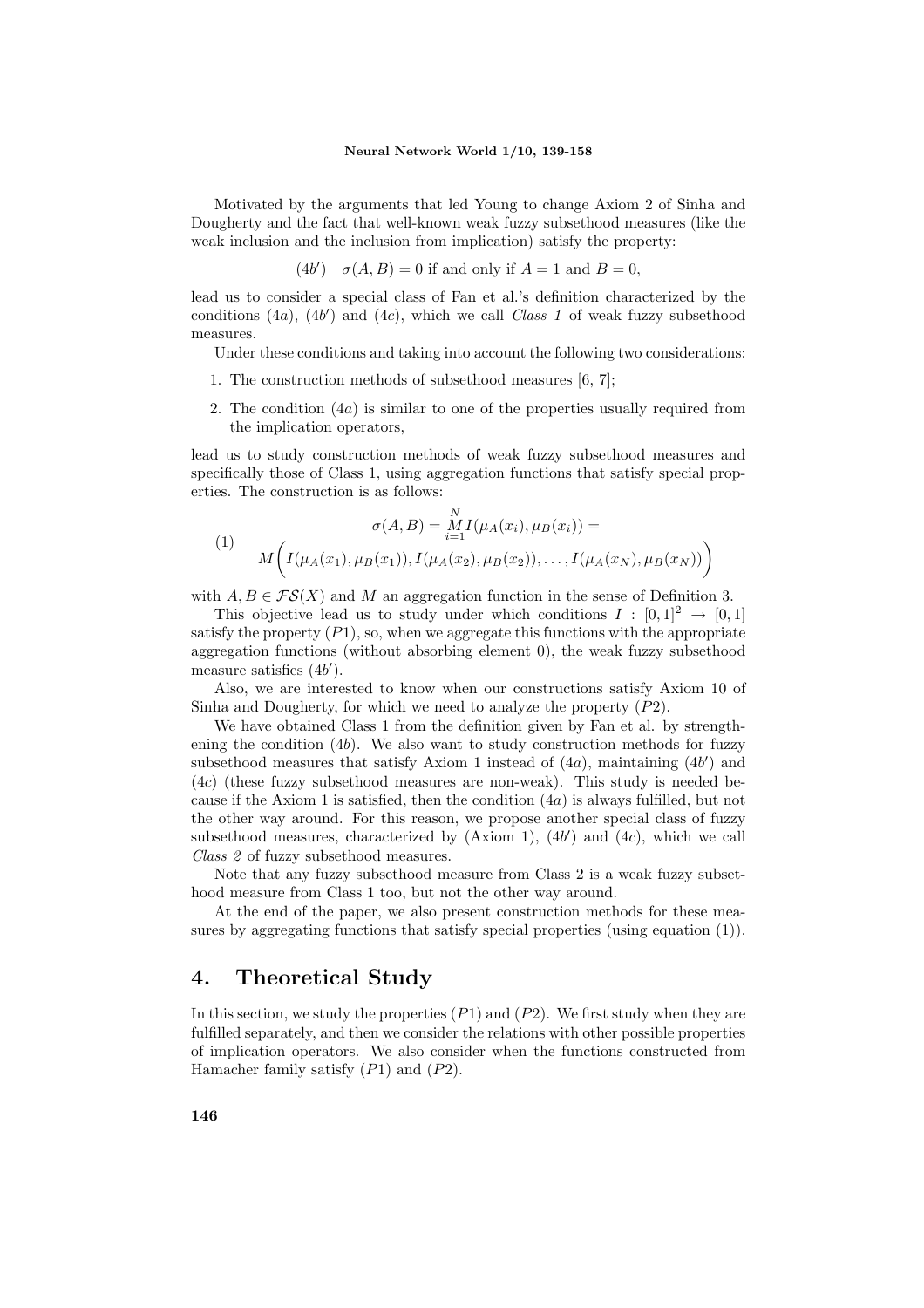Motivated by the arguments that led Young to change Axiom 2 of Sinha and Dougherty and the fact that well-known weak fuzzy subsethood measures (like the weak inclusion and the inclusion from implication) satisfy the property:

$$(4b') \quad \sigma(A, B) = 0 \text{ if and only if } A = 1 \text{ and } B = 0,$$

lead us to consider a special class of Fan et al.'s definition characterized by the conditions $(4a)$, $(4b')$ and $(4c)$, which we call *Class 1* of weak fuzzy subsethood measures.

Under these conditions and taking into account the following two considerations:

1. The construction methods of subsethood measures [6, 7];
2. The condition $(4a)$ is similar to one of the properties usually required from the implication operators,

lead us to study construction methods of weak fuzzy subsethood measures and specifically those of Class 1, using aggregation functions that satisfy special properties. The construction is as follows:

$$(1) \quad \sigma(A, B) = \underset{i=1}{\overset{N}{M}} I(\mu_A(x_i), \mu_B(x_i)) = M\Big(I(\mu_A(x_1), \mu_B(x_1)), I(\mu_A(x_2), \mu_B(x_2)), \dots, I(\mu_A(x_N), \mu_B(x_N))\Big)$$

with $A, B \in \mathcal{FS}(X)$ and $M$ an aggregation function in the sense of Definition 3.

This objective lead us to study under which conditions $I : [0, 1]^2 \rightarrow [0, 1]$ satisfy the property $(P1)$, so, when we aggregate this functions with the appropriate aggregation functions (without absorbing element 0), the weak fuzzy subsethood measure satisfies $(4b')$.

Also, we are interested to know when our constructions satisfy Axiom 10 of Sinha and Dougherty, for which we need to analyze the property $(P2)$.

We have obtained Class 1 from the definition given by Fan et al. by strengthening the condition $(4b)$. We also want to study construction methods for fuzzy subsethood measures that satisfy Axiom 1 instead of $(4a)$, maintaining $(4b')$ and $(4c)$ (these fuzzy subsethood measures are non-weak). This study is needed because if the Axiom 1 is satisfied, then the condition $(4a)$ is always fulfilled, but not the other way around. For this reason, we propose another special class of fuzzy subsethood measures, characterized by (Axiom 1), $(4b')$ and $(4c)$, which we call *Class 2* of fuzzy subsethood measures.

Note that any fuzzy subsethood measure from Class 2 is a weak fuzzy subsethood measure from Class 1 too, but not the other way around.

At the end of the paper, we also present construction methods for these measures by aggregating functions that satisfy special properties (using equation (1)).

## 4. Theoretical Study

In this section, we study the properties $(P1)$ and $(P2)$. We first study when they are fulfilled separately, and then we consider the relations with other possible properties of implication operators. We also consider when the functions constructed from Hamacher family satisfy $(P1)$ and $(P2)$.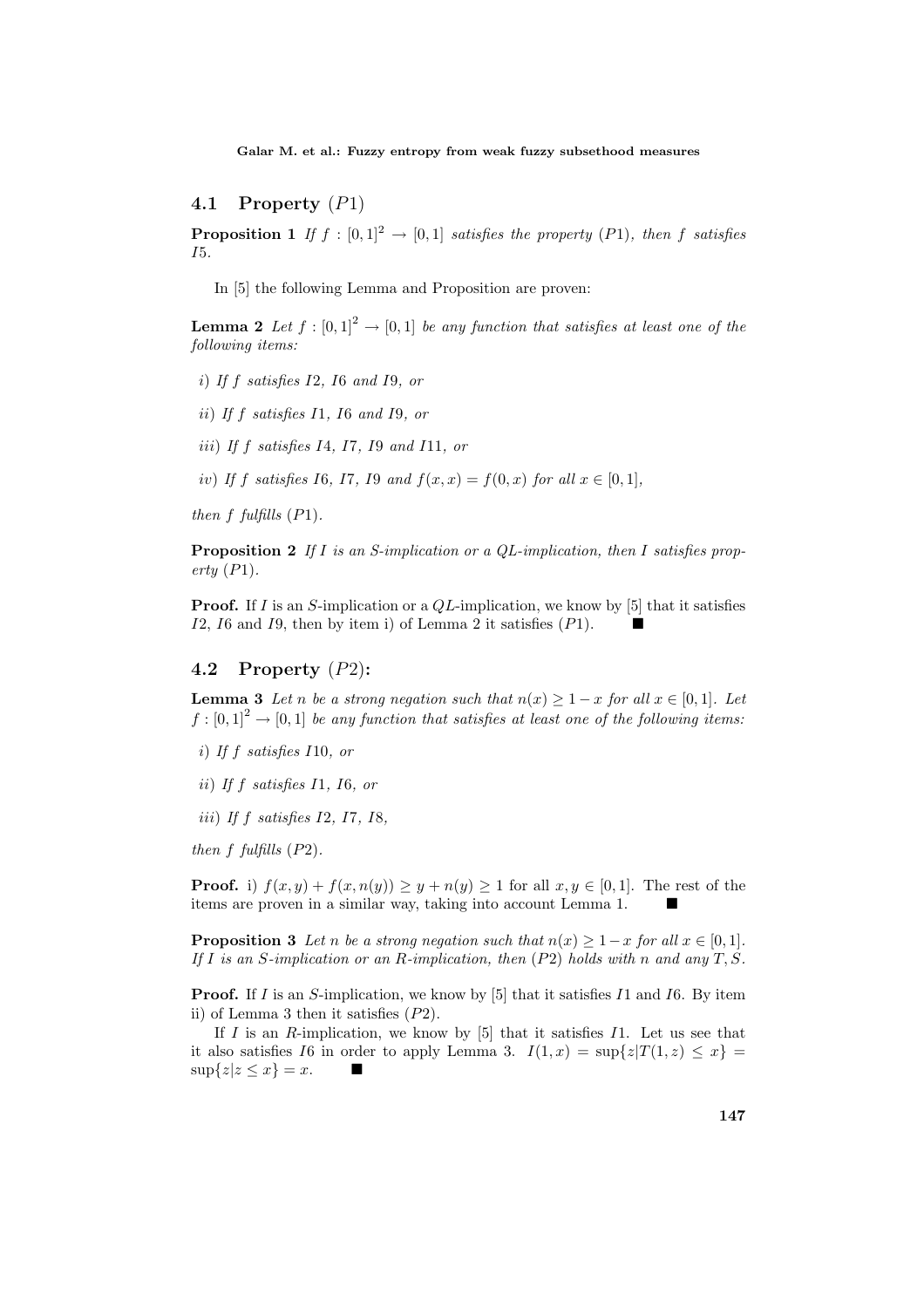### 4.1 Property $(P1)$

**Proposition 1** *If $f : [0,1]^2 \to [0,1]$ satisfies the property $(P1)$, then $f$ satisfies $I5$.*

In [5] the following Lemma and Proposition are proven:

**Lemma 2** *Let $f : [0,1]^2 \to [0,1]$ be any function that satisfies at least one of the following items:*

*i) If $f$ satisfies $I2$, $I6$ and $I9$, or*

*ii) If $f$ satisfies $I1$, $I6$ and $I9$, or*

*iii) If $f$ satisfies $I4$, $I7$, $I9$ and $I11$, or*

*iv) If $f$ satisfies $I6$, $I7$, $I9$ and $f(x,x) = f(0,x)$ for all $x \in [0,1]$,*

*then $f$ fulfills $(P1)$.*

**Proposition 2** *If $I$ is an $S$-implication or a $QL$-implication, then $I$ satisfies property $(P1)$.*

**Proof.** If $I$ is an $S$-implication or a $QL$-implication, we know by [5] that it satisfies $I2$, $I6$ and $I9$, then by item i) of Lemma 2 it satisfies $(P1)$. ■

### 4.2 Property $(P2)$:

**Lemma 3** *Let $n$ be a strong negation such that $n(x) \geq 1 - x$ for all $x \in [0,1]$. Let $f : [0,1]^2 \to [0,1]$ be any function that satisfies at least one of the following items:*

*i) If $f$ satisfies $I10$, or*

*ii) If $f$ satisfies $I1$, $I6$, or*

*iii) If $f$ satisfies $I2$, $I7$, $I8$,*

*then $f$ fulfills $(P2)$.*

**Proof.** i) $f(x,y) + f(x,n(y)) \geq y + n(y) \geq 1$ for all $x, y \in [0,1]$. The rest of the items are proven in a similar way, taking into account Lemma 1. ■

**Proposition 3** *Let $n$ be a strong negation such that $n(x) \geq 1 - x$ for all $x \in [0,1]$. If $I$ is an $S$-implication or an $R$-implication, then $(P2)$ holds with $n$ and any $T, S$.*

**Proof.** If $I$ is an $S$-implication, we know by [5] that it satisfies $I1$ and $I6$. By item ii) of Lemma 3 then it satisfies $(P2)$.

If $I$ is an $R$-implication, we know by [5] that it satisfies $I1$. Let us see that it also satisfies $I6$ in order to apply Lemma 3. $I(1,x) = \sup\{z | T(1,z) \leq x\} = \sup\{z | z \leq x\} = x$. ■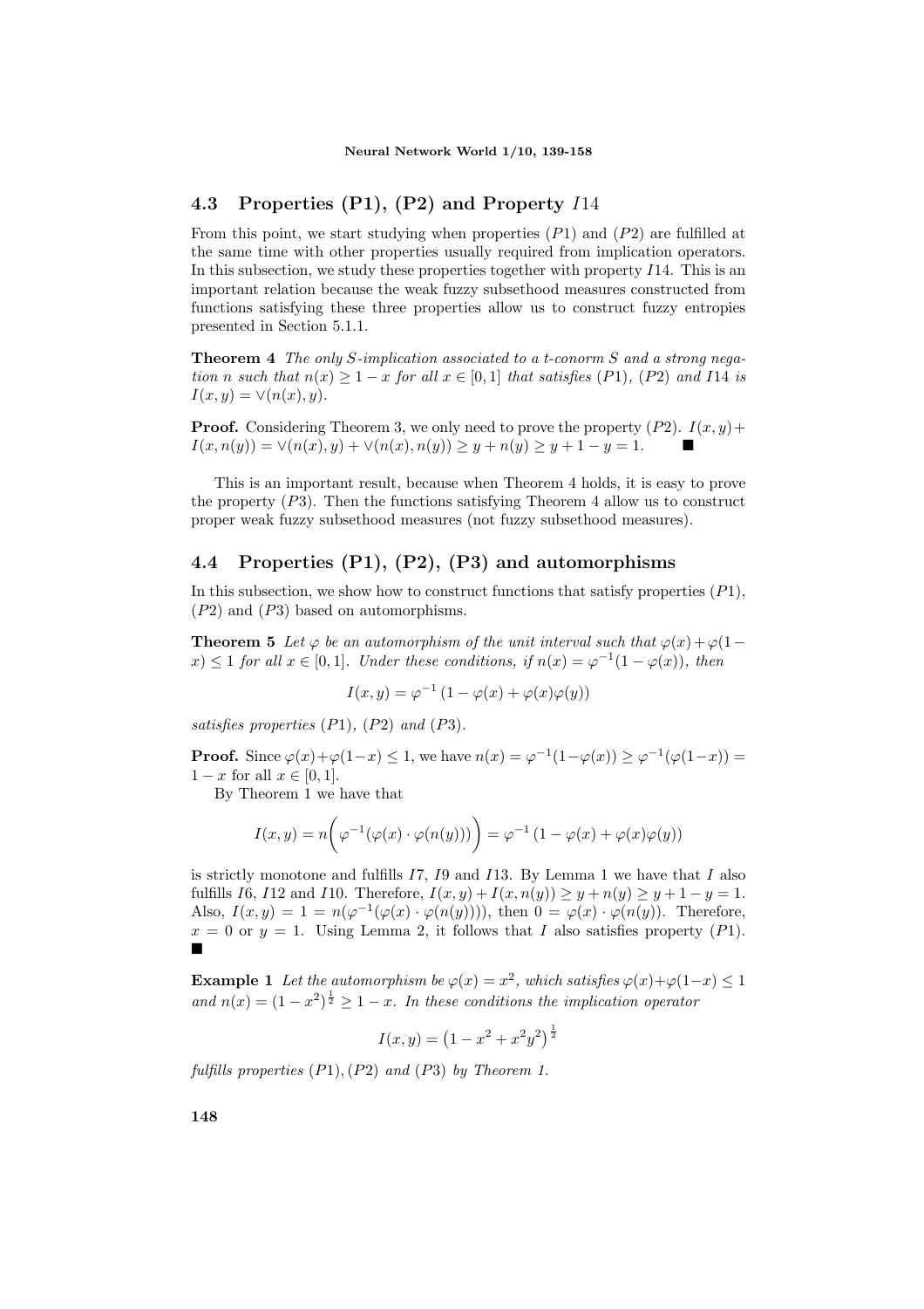## 4.3 Properties (P1), (P2) and Property $I14$

From this point, we start studying when properties ($P1$) and ($P2$) are fulfilled at the same time with other properties usually required from implication operators. In this subsection, we study these properties together with property $I14$. This is an important relation because the weak fuzzy subsethood measures constructed from functions satisfying these three properties allow us to construct fuzzy entropies presented in Section 5.1.1.

**Theorem 4** *The only S-implication associated to a t-conorm S and a strong negation n such that $n(x) \geq 1 - x$ for all $x \in [0, 1]$ that satisfies ($P1$), ($P2$) and $I14$ is $I(x, y) = \vee(n(x), y)$.*

**Proof.** Considering Theorem 3, we only need to prove the property ($P2$). $I(x, y) + I(x, n(y)) = \vee(n(x), y) + \vee(n(x), n(y)) \geq y + n(y) \geq y + 1 - y = 1$. ■

This is an important result, because when Theorem 4 holds, it is easy to prove the property ($P3$). Then the functions satisfying Theorem 4 allow us to construct proper weak fuzzy subsethood measures (not fuzzy subsethood measures).

## 4.4 Properties (P1), (P2), (P3) and automorphisms

In this subsection, we show how to construct functions that satisfy properties ($P1$), ($P2$) and ($P3$) based on automorphisms.

**Theorem 5** *Let $\varphi$ be an automorphism of the unit interval such that $\varphi(x) + \varphi(1 - x) \leq 1$ for all $x \in [0, 1]$. Under these conditions, if $n(x) = \varphi^{-1}(1 - \varphi(x))$, then*

$$I(x, y) = \varphi^{-1}\left(1 - \varphi(x) + \varphi(x)\varphi(y)\right)$$

*satisfies properties ($P1$), ($P2$) and ($P3$).*

**Proof.** Since $\varphi(x) + \varphi(1 - x) \leq 1$, we have $n(x) = \varphi^{-1}(1 - \varphi(x)) \geq \varphi^{-1}(\varphi(1 - x)) = 1 - x$ for all $x \in [0, 1]$.

By Theorem 1 we have that

$$I(x, y) = n\bigg(\varphi^{-1}(\varphi(x) \cdot \varphi(n(y)))\bigg) = \varphi^{-1}\left(1 - \varphi(x) + \varphi(x)\varphi(y)\right)$$

is strictly monotone and fulfills $I7$, $I9$ and $I13$. By Lemma 1 we have that $I$ also fulfills $I6$, $I12$ and $I10$. Therefore, $I(x, y) + I(x, n(y)) \geq y + n(y) \geq y + 1 - y = 1$. Also, $I(x, y) = 1 = n(\varphi^{-1}(\varphi(x) \cdot \varphi(n(y))))$, then $0 = \varphi(x) \cdot \varphi(n(y))$. Therefore, $x = 0$ or $y = 1$. Using Lemma 2, it follows that $I$ also satisfies property ($P1$). ■

**Example 1** *Let the automorphism be $\varphi(x) = x^2$, which satisfies $\varphi(x) + \varphi(1 - x) \leq 1$ and $n(x) = (1 - x^2)^{\frac{1}{2}} \geq 1 - x$. In these conditions the implication operator*

$$I(x, y) = \left(1 - x^2 + x^2y^2\right)^{\frac{1}{2}}$$

*fulfills properties ($P1$), ($P2$) and ($P3$) by Theorem 1.*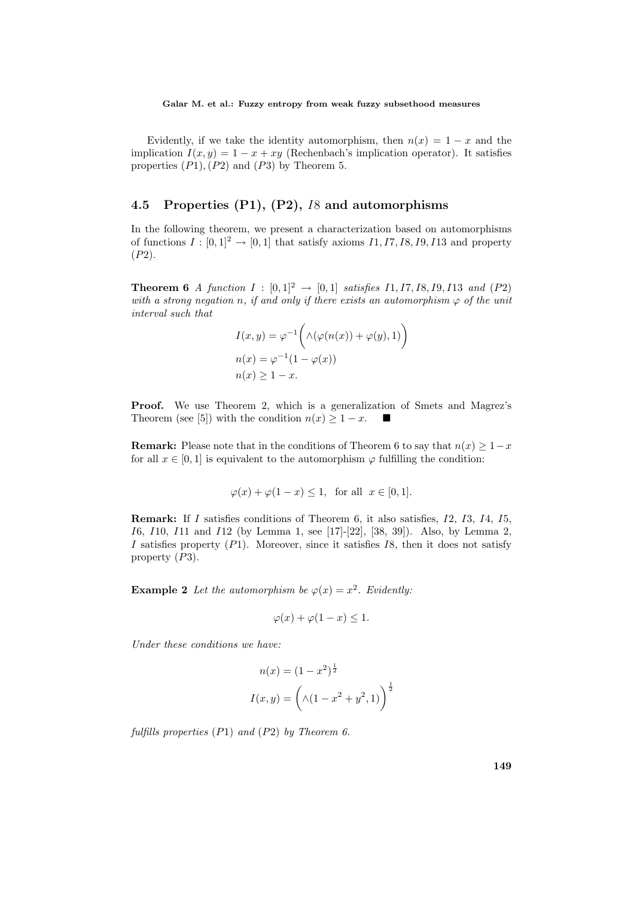Evidently, if we take the identity automorphism, then $n(x) = 1 - x$ and the implication $I(x, y) = 1 - x + xy$ (Rechenbach's implication operator). It satisfies properties $(P1)$, $(P2)$ and $(P3)$ by Theorem 5.

## 4.5 Properties (P1), (P2), $I8$ and automorphisms

In the following theorem, we present a characterization based on automorphisms of functions $I : [0, 1]^2 \to [0, 1]$ that satisfy axioms $I1, I7, I8, I9, I13$ and property $(P2)$.

**Theorem 6** *A function $I : [0, 1]^2 \to [0, 1]$ satisfies $I1, I7, I8, I9, I13$ and $(P2)$ with a strong negation $n$, if and only if there exists an automorphism $\varphi$ of the unit interval such that*

$$I(x, y) = \varphi^{-1}\bigg(\wedge(\varphi(n(x)) + \varphi(y), 1)\bigg)$$

$$n(x) = \varphi^{-1}(1 - \varphi(x))$$

$$n(x) \geq 1 - x.$$

**Proof.** We use Theorem 2, which is a generalization of Smets and Magrez's Theorem (see [5]) with the condition $n(x) \geq 1 - x$. ■

**Remark:** Please note that in the conditions of Theorem 6 to say that $n(x) \geq 1-x$ for all $x \in [0, 1]$ is equivalent to the automorphism $\varphi$ fulfilling the condition:

$$\varphi(x) + \varphi(1 - x) \leq 1, \text{ for all } x \in [0, 1].$$

**Remark:** If $I$ satisfies conditions of Theorem 6, it also satisfies, $I2$, $I3$, $I4$, $I5$, $I6$, $I10$, $I11$ and $I12$ (by Lemma 1, see [17]-[22], [38, 39]). Also, by Lemma 2, $I$ satisfies property $(P1)$. Moreover, since it satisfies $I8$, then it does not satisfy property $(P3)$.

**Example 2** *Let the automorphism be $\varphi(x) = x^2$. Evidently:*

$$\varphi(x) + \varphi(1 - x) \leq 1.$$

*Under these conditions we have:*

$$n(x) = (1 - x^2)^{\frac{1}{2}}$$

$$I(x, y) = \bigg(\wedge(1 - x^2 + y^2, 1)\bigg)^{\frac{1}{2}}$$

*fulfills properties $(P1)$ and $(P2)$ by Theorem 6.*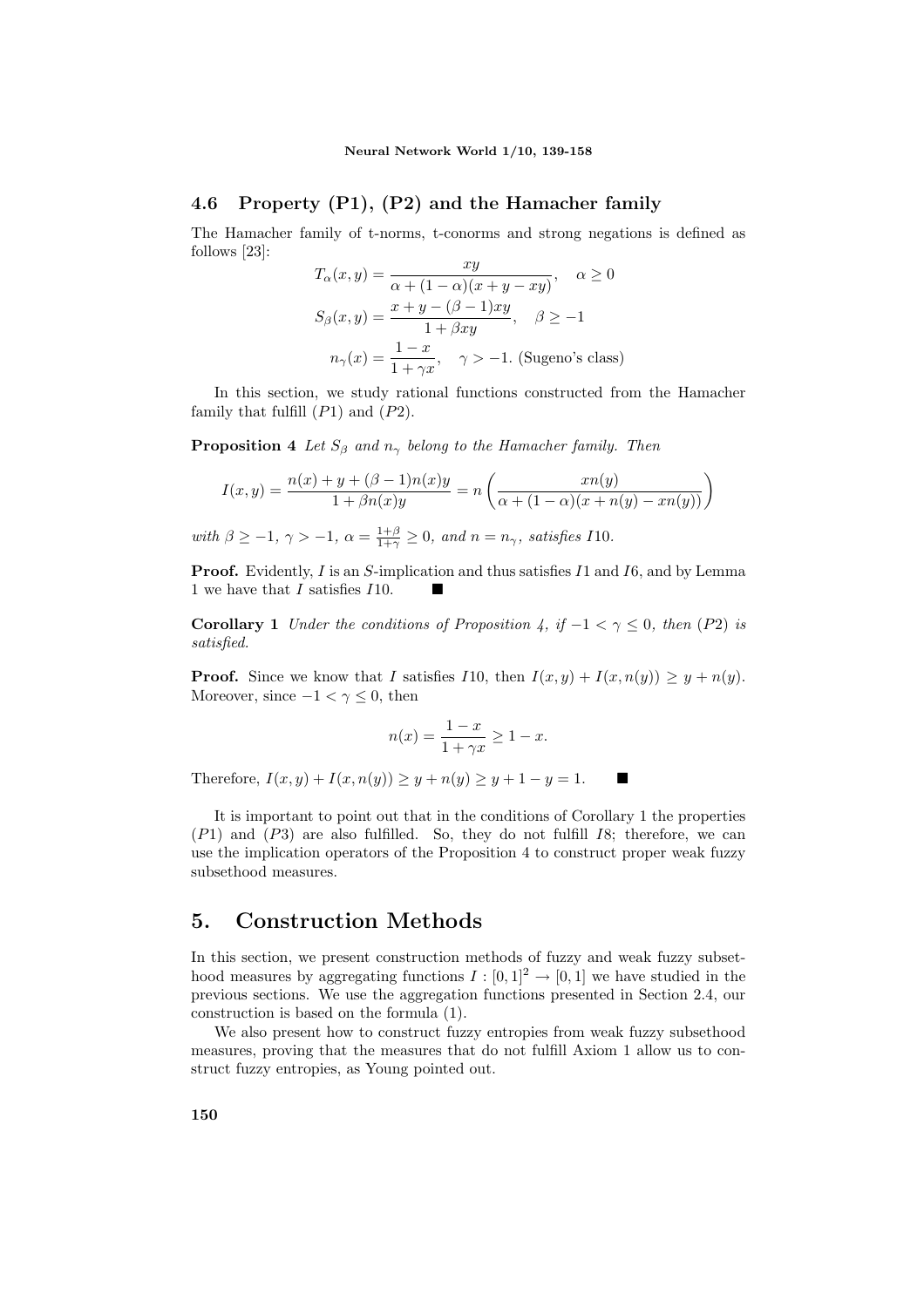### 4.6 Property (P1), (P2) and the Hamacher family

The Hamacher family of t-norms, t-conorms and strong negations is defined as follows [23]:

$$T_\alpha(x,y) = \frac{xy}{\alpha + (1-\alpha)(x+y-xy)}, \quad \alpha \geq 0$$

$$S_\beta(x,y) = \frac{x+y-(\beta-1)xy}{1+\beta xy}, \quad \beta \geq -1$$

$$n_\gamma(x) = \frac{1-x}{1+\gamma x}, \quad \gamma > -1. \text{ (Sugeno's class)}$$

In this section, we study rational functions constructed from the Hamacher family that fulfill $(P1)$ and $(P2)$.

**Proposition 4** *Let $S_\beta$ and $n_\gamma$ belong to the Hamacher family. Then*

$$I(x,y) = \frac{n(x) + y + (\beta-1)n(x)y}{1+\beta n(x)y} = n\left(\frac{xn(y)}{\alpha + (1-\alpha)(x+n(y)-xn(y))}\right)$$

*with $\beta \geq -1$, $\gamma > -1$, $\alpha = \frac{1+\beta}{1+\gamma} \geq 0$, and $n = n_\gamma$, satisfies $I10$.*

**Proof.** Evidently, $I$ is an $S$-implication and thus satisfies $I1$ and $I6$, and by Lemma 1 we have that $I$ satisfies $I10$. ■

**Corollary 1** *Under the conditions of Proposition 4, if $-1 < \gamma \leq 0$, then $(P2)$ is satisfied.*

**Proof.** Since we know that $I$ satisfies $I10$, then $I(x,y) + I(x,n(y)) \geq y + n(y)$. Moreover, since $-1 < \gamma \leq 0$, then

$$n(x) = \frac{1-x}{1+\gamma x} \geq 1-x.$$

Therefore, $I(x,y) + I(x,n(y)) \geq y + n(y) \geq y + 1 - y = 1$. ■

It is important to point out that in the conditions of Corollary 1 the properties $(P1)$ and $(P3)$ are also fulfilled. So, they do not fulfill $I8$; therefore, we can use the implication operators of the Proposition 4 to construct proper weak fuzzy subsethood measures.

## 5. Construction Methods

In this section, we present construction methods of fuzzy and weak fuzzy subsethood measures by aggregating functions $I : [0,1]^2 \to [0,1]$ we have studied in the previous sections. We use the aggregation functions presented in Section 2.4, our construction is based on the formula (1).

We also present how to construct fuzzy entropies from weak fuzzy subsethood measures, proving that the measures that do not fulfill Axiom 1 allow us to construct fuzzy entropies, as Young pointed out.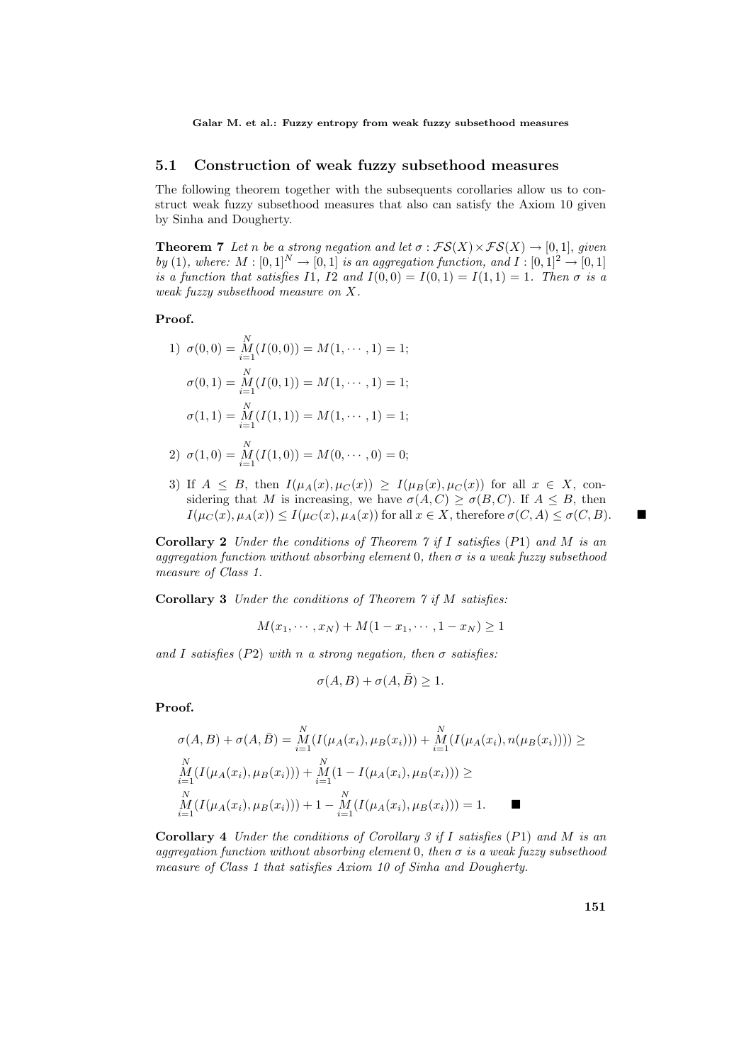### 5.1 Construction of weak fuzzy subsethood measures

The following theorem together with the subsequents corollaries allow us to construct weak fuzzy subsethood measures that also can satisfy the Axiom 10 given by Sinha and Dougherty.

**Theorem 7** *Let $n$ be a strong negation and let $\sigma : \mathcal{FS}(X) \times \mathcal{FS}(X) \to [0,1]$, given by (1), where: $M : [0,1]^N \to [0,1]$ is an aggregation function, and $I : [0,1]^2 \to [0,1]$ is a function that satisfies I1, I2 and $I(0,0) = I(0,1) = I(1,1) = 1$. Then $\sigma$ is a weak fuzzy subsethood measure on $X$.*

**Proof.**

1) $\sigma(0,0) = \overset{N}{\underset{i=1}{M}}(I(0,0)) = M(1,\cdots,1) = 1;$

   $\sigma(0,1) = \overset{N}{\underset{i=1}{M}}(I(0,1)) = M(1,\cdots,1) = 1;$

   $\sigma(1,1) = \overset{N}{\underset{i=1}{M}}(I(1,1)) = M(1,\cdots,1) = 1;$

2) $\sigma(1,0) = \overset{N}{\underset{i=1}{M}}(I(1,0)) = M(0,\cdots,0) = 0;$

3) If $A \leq B$, then $I(\mu_A(x), \mu_C(x)) \geq I(\mu_B(x), \mu_C(x))$ for all $x \in X$, considering that $M$ is increasing, we have $\sigma(A,C) \geq \sigma(B,C)$. If $A \leq B$, then $I(\mu_C(x), \mu_A(x)) \leq I(\mu_C(x), \mu_A(x))$ for all $x \in X$, therefore $\sigma(C,A) \leq \sigma(C,B)$. ■

**Corollary 2** *Under the conditions of Theorem 7 if $I$ satisfies $(P1)$ and $M$ is an aggregation function without absorbing element 0, then $\sigma$ is a weak fuzzy subsethood measure of Class 1.*

**Corollary 3** *Under the conditions of Theorem 7 if $M$ satisfies:*

$$M(x_1, \cdots, x_N) + M(1 - x_1, \cdots, 1 - x_N) \geq 1$$

*and $I$ satisfies $(P2)$ with $n$ a strong negation, then $\sigma$ satisfies:*

$$\sigma(A,B) + \sigma(A,\bar{B}) \geq 1.$$

**Proof.**

$$\sigma(A,B) + \sigma(A,\bar{B}) = \overset{N}{\underset{i=1}{M}}(I(\mu_A(x_i), \mu_B(x_i))) + \overset{N}{\underset{i=1}{M}}(I(\mu_A(x_i), n(\mu_B(x_i)))) \geq$$

$$\overset{N}{\underset{i=1}{M}}(I(\mu_A(x_i), \mu_B(x_i))) + \overset{N}{\underset{i=1}{M}}(1 - I(\mu_A(x_i), \mu_B(x_i))) \geq$$

$$\overset{N}{\underset{i=1}{M}}(I(\mu_A(x_i), \mu_B(x_i))) + 1 - \overset{N}{\underset{i=1}{M}}(I(\mu_A(x_i), \mu_B(x_i))) = 1. \quad ■$$

**Corollary 4** *Under the conditions of Corollary 3 if $I$ satisfies $(P1)$ and $M$ is an aggregation function without absorbing element 0, then $\sigma$ is a weak fuzzy subsethood measure of Class 1 that satisfies Axiom 10 of Sinha and Dougherty.*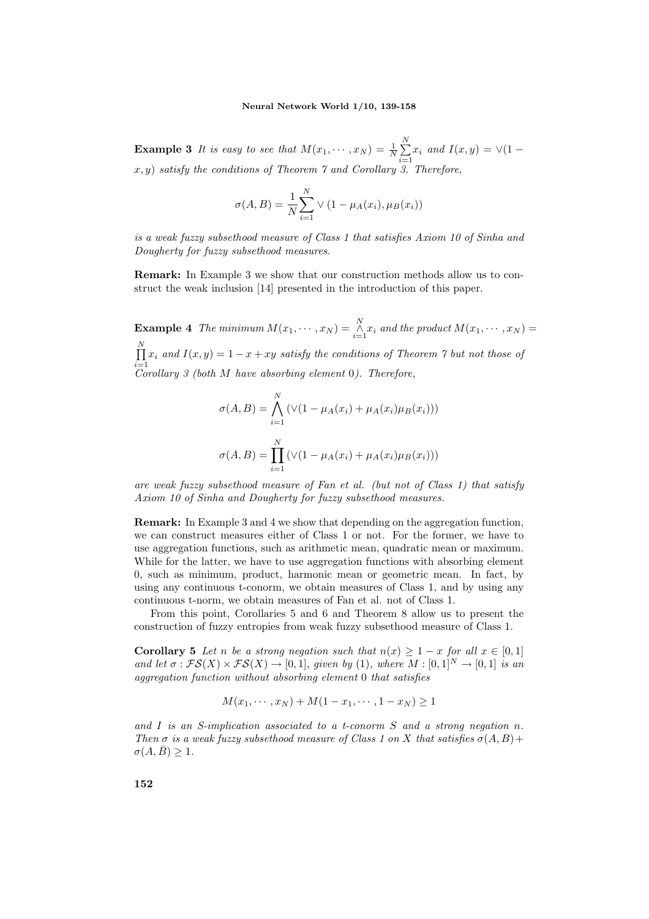**Example 3** *It is easy to see that* $M(x_1, \cdots, x_N) = \frac{1}{N}\sum_{i=1}^{N} x_i$ *and* $I(x, y) = \vee(1 - x, y)$ *satisfy the conditions of Theorem 7 and Corollary 3. Therefore,*

$$\sigma(A, B) = \frac{1}{N}\sum_{i=1}^{N} \vee (1 - \mu_A(x_i), \mu_B(x_i))$$

*is a weak fuzzy subsethood measure of Class 1 that satisfies Axiom 10 of Sinha and Dougherty for fuzzy subsethood measures.*

**Remark:** In Example 3 we show that our construction methods allow us to construct the weak inclusion [14] presented in the introduction of this paper.

**Example 4** *The minimum* $M(x_1, \cdots, x_N) = \bigwedge_{i=1}^{N} x_i$ *and the product* $M(x_1, \cdots, x_N) = \prod_{i=1}^{N} x_i$ *and* $I(x, y) = 1 - x + xy$ *satisfy the conditions of Theorem 7 but not those of Corollary 3 (both* $M$ *have absorbing element* $0$*). Therefore,*

$$\sigma(A, B) = \bigwedge_{i=1}^{N} (\vee(1 - \mu_A(x_i) + \mu_A(x_i)\mu_B(x_i)))$$

$$\sigma(A, B) = \prod_{i=1}^{N} (\vee(1 - \mu_A(x_i) + \mu_A(x_i)\mu_B(x_i)))$$

*are weak fuzzy subsethood measure of Fan et al. (but not of Class 1) that satisfy Axiom 10 of Sinha and Dougherty for fuzzy subsethood measures.*

**Remark:** In Example 3 and 4 we show that depending on the aggregation function, we can construct measures either of Class 1 or not. For the former, we have to use aggregation functions, such as arithmetic mean, quadratic mean or maximum. While for the latter, we have to use aggregation functions with absorbing element 0, such as minimum, product, harmonic mean or geometric mean. In fact, by using any continuous t-conorm, we obtain measures of Class 1, and by using any continuous t-norm, we obtain measures of Fan et al. not of Class 1.

From this point, Corollaries 5 and 6 and Theorem 8 allow us to present the construction of fuzzy entropies from weak fuzzy subsethood measure of Class 1.

**Corollary 5** *Let* $n$ *be a strong negation such that* $n(x) \geq 1 - x$ *for all* $x \in [0, 1]$ *and let* $\sigma : \mathcal{FS}(X) \times \mathcal{FS}(X) \to [0, 1]$*, given by (1), where* $M : [0, 1]^N \to [0, 1]$ *is an aggregation function without absorbing element* $0$ *that satisfies*

$$M(x_1, \cdots, x_N) + M(1 - x_1, \cdots, 1 - x_N) \geq 1$$

*and* $I$ *is an S-implication associated to a t-conorm* $S$ *and a strong negation* $n$*. Then* $\sigma$ *is a weak fuzzy subsethood measure of Class 1 on* $X$ *that satisfies* $\sigma(A, B) + \sigma(A, \bar{B}) \geq 1$*.*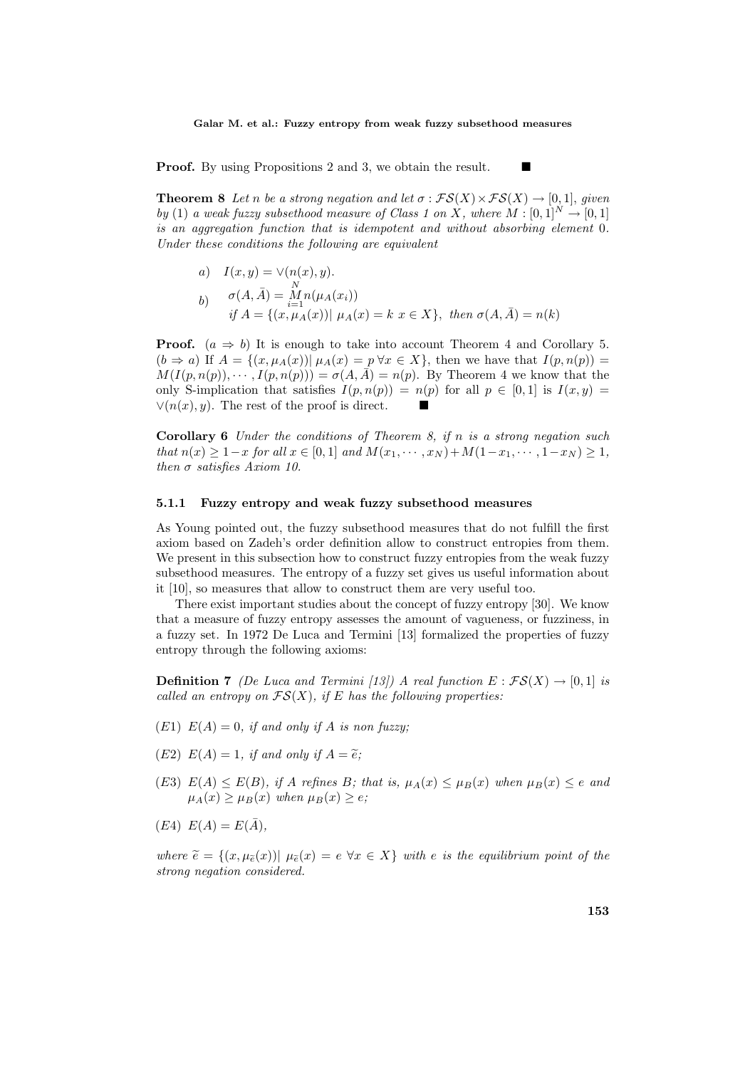**Proof.** By using Propositions 2 and 3, we obtain the result. ■

**Theorem 8** *Let $n$ be a strong negation and let $\sigma : \mathcal{FS}(X) \times \mathcal{FS}(X) \to [0,1]$, given by (1) a weak fuzzy subsethood measure of Class 1 on $X$, where $M : [0,1]^N \to [0,1]$ is an aggregation function that is idempotent and without absorbing element 0. Under these conditions the following are equivalent*

$$a) \quad I(x,y) = \vee(n(x), y).$$

$$b) \quad \sigma(A, \bar{A}) = \overset{N}{\underset{i=1}{M}} n(\mu_A(x_i))$$

*if $A = \{(x, \mu_A(x)) | \ \mu_A(x) = k \ x \in X\}$, then $\sigma(A, \bar{A}) = n(k)$*

**Proof.** $(a \Rightarrow b)$ It is enough to take into account Theorem 4 and Corollary 5. $(b \Rightarrow a)$ If $A = \{(x, \mu_A(x)) | \ \mu_A(x) = p \ \forall x \in X\}$, then we have that $I(p, n(p)) = M(I(p, n(p)), \cdots, I(p, n(p))) = \sigma(A, \bar{A}) = n(p)$. By Theorem 4 we know that the only S-implication that satisfies $I(p, n(p)) = n(p)$ for all $p \in [0,1]$ is $I(x,y) = \vee(n(x), y)$. The rest of the proof is direct. ■

**Corollary 6** *Under the conditions of Theorem 8, if $n$ is a strong negation such that $n(x) \geq 1 - x$ for all $x \in [0,1]$ and $M(x_1, \cdots, x_N) + M(1-x_1, \cdots, 1-x_N) \geq 1$, then $\sigma$ satisfies Axiom 10.*

#### 5.1.1 Fuzzy entropy and weak fuzzy subsethood measures

As Young pointed out, the fuzzy subsethood measures that do not fulfill the first axiom based on Zadeh's order definition allow to construct entropies from them. We present in this subsection how to construct fuzzy entropies from the weak fuzzy subsethood measures. The entropy of a fuzzy set gives us useful information about it [10], so measures that allow to construct them are very useful too.

There exist important studies about the concept of fuzzy entropy [30]. We know that a measure of fuzzy entropy assesses the amount of vagueness, or fuzziness, in a fuzzy set. In 1972 De Luca and Termini [13] formalized the properties of fuzzy entropy through the following axioms:

**Definition 7** *(De Luca and Termini [13]) A real function $E : \mathcal{FS}(X) \to [0,1]$ is called an entropy on $\mathcal{FS}(X)$, if $E$ has the following properties:*

$(E1)$ *$E(A) = 0$, if and only if $A$ is non fuzzy;*

$(E2)$ *$E(A) = 1$, if and only if $A = \widetilde{e}$;*

$(E3)$ *$E(A) \leq E(B)$, if $A$ refines $B$; that is, $\mu_A(x) \leq \mu_B(x)$ when $\mu_B(x) \leq e$ and $\mu_A(x) \geq \mu_B(x)$ when $\mu_B(x) \geq e$;*

$(E4)$ *$E(A) = E(\bar{A})$,*

*where $\widetilde{e} = \{(x, \mu_{\widetilde{e}}(x)) | \ \mu_{\widetilde{e}}(x) = e \ \forall x \in X\}$ with $e$ is the equilibrium point of the strong negation considered.*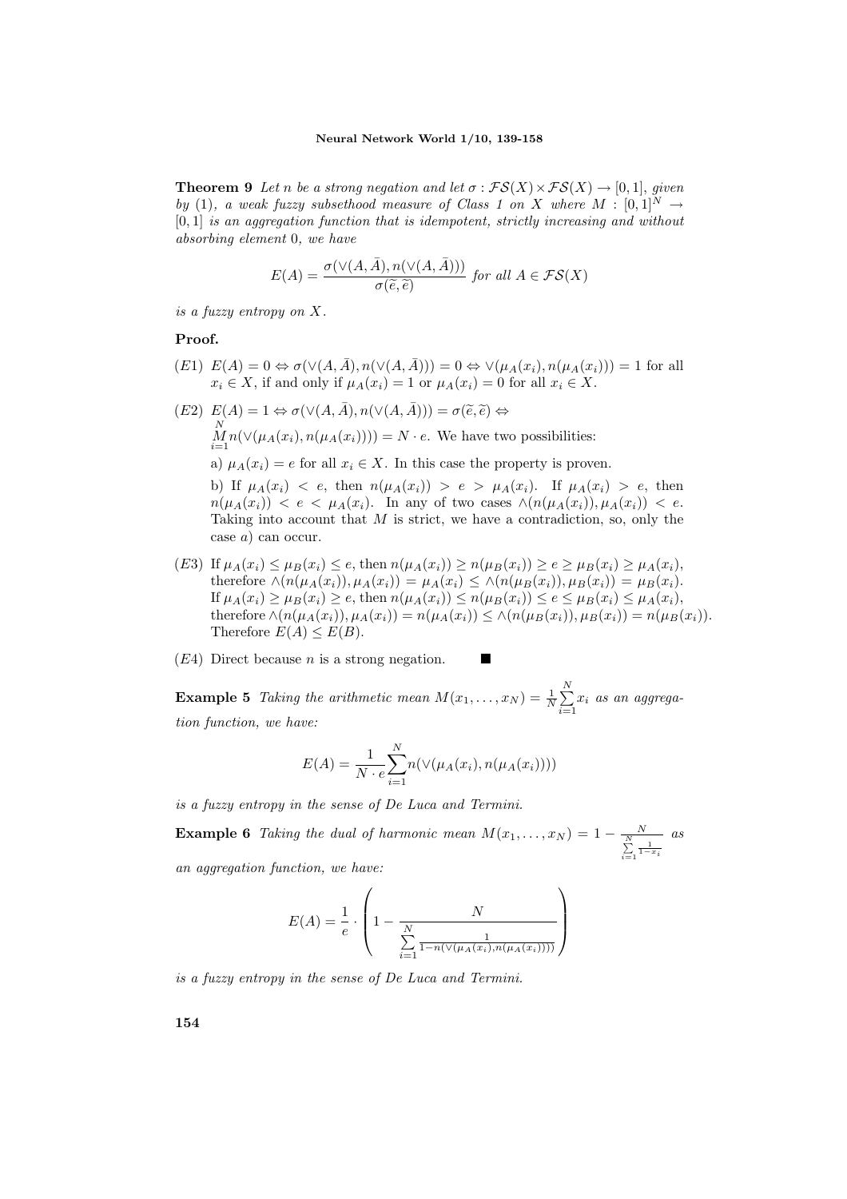**Theorem 9** *Let $n$ be a strong negation and let $\sigma : \mathcal{FS}(X) \times \mathcal{FS}(X) \to [0,1]$, given by (1), a weak fuzzy subsethood measure of Class 1 on $X$ where $M : [0,1]^N \to [0,1]$ is an aggregation function that is idempotent, strictly increasing and without absorbing element 0, we have*

$$E(A) = \frac{\sigma(\vee(A, \bar{A}), n(\vee(A, \bar{A})))}{\sigma(\widetilde{e}, \widetilde{e})} \text{ for all } A \in \mathcal{FS}(X)$$

*is a fuzzy entropy on $X$.*

**Proof.**

$(E1)$ $E(A) = 0 \Leftrightarrow \sigma(\vee(A, \bar{A}), n(\vee(A, \bar{A}))) = 0 \Leftrightarrow \vee(\mu_A(x_i), n(\mu_A(x_i))) = 1$ for all $x_i \in X$, if and only if $\mu_A(x_i) = 1$ or $\mu_A(x_i) = 0$ for all $x_i \in X$.

$(E2)$ $E(A) = 1 \Leftrightarrow \sigma(\vee(A, \bar{A}), n(\vee(A, \bar{A}))) = \sigma(\widetilde{e}, \widetilde{e}) \Leftrightarrow \underset{i=1}{\overset{N}{M}} n(\vee(\mu_A(x_i), n(\mu_A(x_i)))) = N \cdot e$. We have two possibilities:

a) $\mu_A(x_i) = e$ for all $x_i \in X$. In this case the property is proven.

b) If $\mu_A(x_i) < e$, then $n(\mu_A(x_i)) > e > \mu_A(x_i)$. If $\mu_A(x_i) > e$, then $n(\mu_A(x_i)) < e < \mu_A(x_i)$. In any of two cases $\wedge(n(\mu_A(x_i)), \mu_A(x_i)) < e$. Taking into account that $M$ is strict, we have a contradiction, so, only the case $a)$ can occur.

$(E3)$ If $\mu_A(x_i) \leq \mu_B(x_i) \leq e$, then $n(\mu_A(x_i)) \geq n(\mu_B(x_i)) \geq e \geq \mu_B(x_i) \geq \mu_A(x_i)$, therefore $\wedge(n(\mu_A(x_i)), \mu_A(x_i)) = \mu_A(x_i) \leq \wedge(n(\mu_B(x_i)), \mu_B(x_i)) = \mu_B(x_i)$. If $\mu_A(x_i) \geq \mu_B(x_i) \geq e$, then $n(\mu_A(x_i)) \leq n(\mu_B(x_i)) \leq e \leq \mu_B(x_i) \leq \mu_A(x_i)$, therefore $\wedge(n(\mu_A(x_i)), \mu_A(x_i)) = n(\mu_A(x_i)) \leq \wedge(n(\mu_B(x_i)), \mu_B(x_i)) = n(\mu_B(x_i))$. Therefore $E(A) \leq E(B)$.

$(E4)$ Direct because $n$ is a strong negation. ■

**Example 5** *Taking the arithmetic mean $M(x_1, \ldots, x_N) = \frac{1}{N}\sum_{i=1}^{N} x_i$ as an aggregation function, we have:*

$$E(A) = \frac{1}{N \cdot e}\sum_{i=1}^{N} n(\vee(\mu_A(x_i), n(\mu_A(x_i))))$$

*is a fuzzy entropy in the sense of De Luca and Termini.*

**Example 6** *Taking the dual of harmonic mean $M(x_1, \ldots, x_N) = 1 - \frac{N}{\sum_{i=1}^{N} \frac{1}{1-x_i}}$ as an aggregation function, we have:*

$$E(A) = \frac{1}{e} \cdot \left(1 - \frac{N}{\sum_{i=1}^{N} \frac{1}{1 - n(\vee(\mu_A(x_i), n(\mu_A(x_i))))}}\right)$$

*is a fuzzy entropy in the sense of De Luca and Termini.*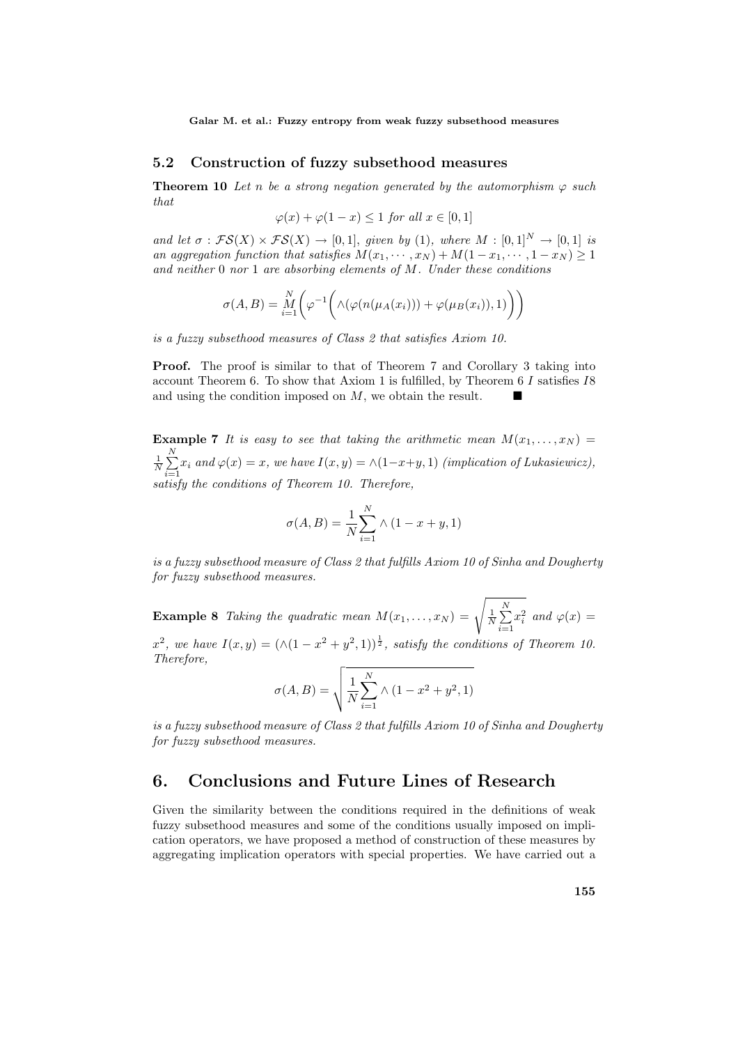### 5.2 Construction of fuzzy subsethood measures

**Theorem 10** *Let $n$ be a strong negation generated by the automorphism $\varphi$ such that*

$$\varphi(x) + \varphi(1-x) \leq 1 \text{ for all } x \in [0,1]$$

*and let $\sigma : \mathcal{FS}(X) \times \mathcal{FS}(X) \to [0,1]$, given by (1), where $M : [0,1]^N \to [0,1]$ is an aggregation function that satisfies $M(x_1, \cdots, x_N) + M(1-x_1, \cdots, 1-x_N) \geq 1$ and neither 0 nor 1 are absorbing elements of $M$. Under these conditions*

$$\sigma(A,B) = \mathop{M}_{i=1}^{N}\left(\varphi^{-1}\bigg(\wedge(\varphi(n(\mu_A(x_i))) + \varphi(\mu_B(x_i)), 1)\bigg)\right)$$

*is a fuzzy subsethood measures of Class 2 that satisfies Axiom 10.*

**Proof.** The proof is similar to that of Theorem 7 and Corollary 3 taking into account Theorem 6. To show that Axiom 1 is fulfilled, by Theorem 6 $I$ satisfies $I8$ and using the condition imposed on $M$, we obtain the result. ■

**Example 7** *It is easy to see that taking the arithmetic mean $M(x_1, \ldots, x_N) = \frac{1}{N}\sum_{i=1}^{N} x_i$ and $\varphi(x) = x$, we have $I(x,y) = \wedge(1-x+y, 1)$ (implication of Lukasiewicz), satisfy the conditions of Theorem 10. Therefore,*

$$\sigma(A,B) = \frac{1}{N}\sum_{i=1}^{N} \wedge (1-x+y, 1)$$

*is a fuzzy subsethood measure of Class 2 that fulfills Axiom 10 of Sinha and Dougherty for fuzzy subsethood measures.*

**Example 8** *Taking the quadratic mean $M(x_1, \ldots, x_N) = \sqrt{\frac{1}{N}\sum_{i=1}^{N} x_i^2}$ and $\varphi(x) = x^2$, we have $I(x,y) = (\wedge(1-x^2+y^2, 1))^{\frac{1}{2}}$, satisfy the conditions of Theorem 10. Therefore,*

$$\sigma(A,B) = \sqrt{\frac{1}{N}\sum_{i=1}^{N} \wedge (1-x^2+y^2, 1)}$$

*is a fuzzy subsethood measure of Class 2 that fulfills Axiom 10 of Sinha and Dougherty for fuzzy subsethood measures.*

## 6. Conclusions and Future Lines of Research

Given the similarity between the conditions required in the definitions of weak fuzzy subsethood measures and some of the conditions usually imposed on implication operators, we have proposed a method of construction of these measures by aggregating implication operators with special properties. We have carried out a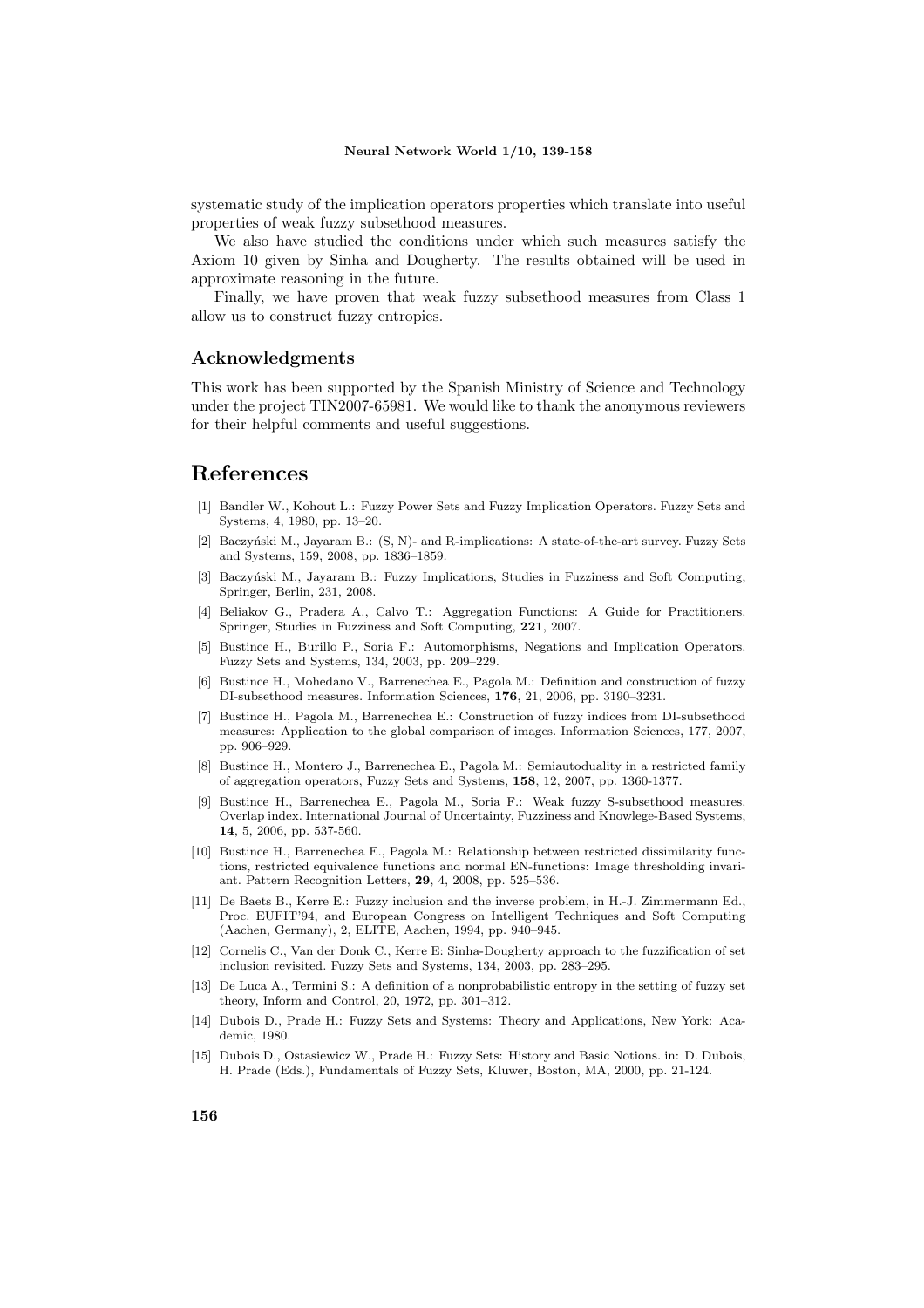systematic study of the implication operators properties which translate into useful properties of weak fuzzy subsethood measures.

We also have studied the conditions under which such measures satisfy the Axiom 10 given by Sinha and Dougherty. The results obtained will be used in approximate reasoning in the future.

Finally, we have proven that weak fuzzy subsethood measures from Class 1 allow us to construct fuzzy entropies.

## Acknowledgments

This work has been supported by the Spanish Ministry of Science and Technology under the project TIN2007-65981. We would like to thank the anonymous reviewers for their helpful comments and useful suggestions.

# References

[1] Bandler W., Kohout L.: Fuzzy Power Sets and Fuzzy Implication Operators. Fuzzy Sets and Systems, 4, 1980, pp. 13–20.

[2] Baczyński M., Jayaram B.: (S, N)- and R-implications: A state-of-the-art survey. Fuzzy Sets and Systems, 159, 2008, pp. 1836–1859.

[3] Baczyński M., Jayaram B.: Fuzzy Implications, Studies in Fuzziness and Soft Computing, Springer, Berlin, 231, 2008.

[4] Beliakov G., Pradera A., Calvo T.: Aggregation Functions: A Guide for Practitioners. Springer, Studies in Fuzziness and Soft Computing, **221**, 2007.

[5] Bustince H., Burillo P., Soria F.: Automorphisms, Negations and Implication Operators. Fuzzy Sets and Systems, 134, 2003, pp. 209–229.

[6] Bustince H., Mohedano V., Barrenechea E., Pagola M.: Definition and construction of fuzzy DI-subsethood measures. Information Sciences, **176**, 21, 2006, pp. 3190–3231.

[7] Bustince H., Pagola M., Barrenechea E.: Construction of fuzzy indices from DI-subsethood measures: Application to the global comparison of images. Information Sciences, 177, 2007, pp. 906–929.

[8] Bustince H., Montero J., Barrenechea E., Pagola M.: Semiautoduality in a restricted family of aggregation operators, Fuzzy Sets and Systems, **158**, 12, 2007, pp. 1360-1377.

[9] Bustince H., Barrenechea E., Pagola M., Soria F.: Weak fuzzy S-subsethood measures. Overlap index. International Journal of Uncertainty, Fuzziness and Knowlege-Based Systems, **14**, 5, 2006, pp. 537-560.

[10] Bustince H., Barrenechea E., Pagola M.: Relationship between restricted dissimilarity functions, restricted equivalence functions and normal EN-functions: Image thresholding invariant. Pattern Recognition Letters, **29**, 4, 2008, pp. 525–536.

[11] De Baets B., Kerre E.: Fuzzy inclusion and the inverse problem, in H.-J. Zimmermann Ed., Proc. EUFIT'94, and European Congress on Intelligent Techniques and Soft Computing (Aachen, Germany), 2, ELITE, Aachen, 1994, pp. 940–945.

[12] Cornelis C., Van der Donk C., Kerre E: Sinha-Dougherty approach to the fuzzification of set inclusion revisited. Fuzzy Sets and Systems, 134, 2003, pp. 283–295.

[13] De Luca A., Termini S.: A definition of a nonprobabilistic entropy in the setting of fuzzy set theory, Inform and Control, 20, 1972, pp. 301–312.

[14] Dubois D., Prade H.: Fuzzy Sets and Systems: Theory and Applications, New York: Academic, 1980.

[15] Dubois D., Ostasiewicz W., Prade H.: Fuzzy Sets: History and Basic Notions. in: D. Dubois, H. Prade (Eds.), Fundamentals of Fuzzy Sets, Kluwer, Boston, MA, 2000, pp. 21-124.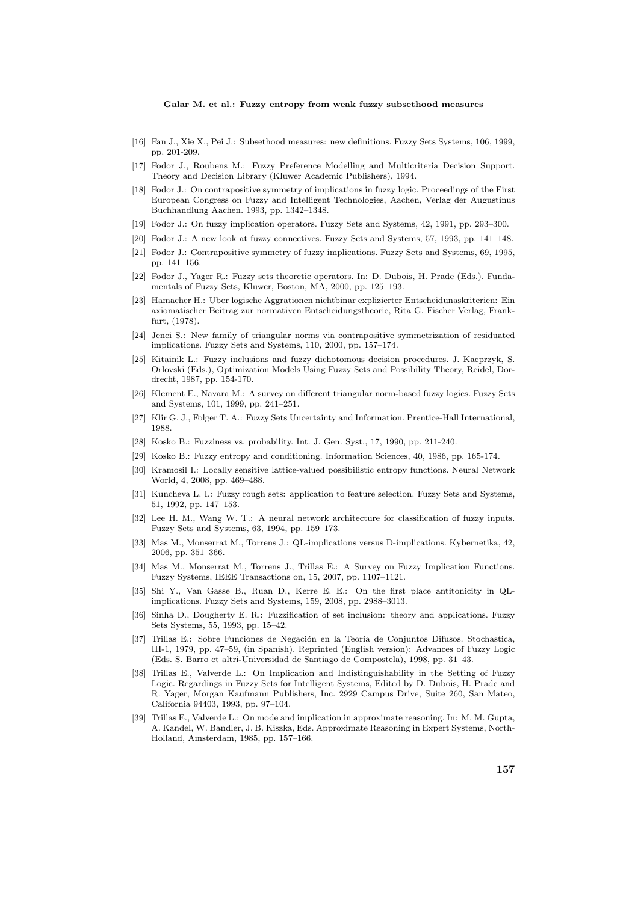[16] Fan J., Xie X., Pei J.: Subsethood measures: new definitions. Fuzzy Sets Systems, 106, 1999, pp. 201-209.

[17] Fodor J., Roubens M.: Fuzzy Preference Modelling and Multicriteria Decision Support. Theory and Decision Library (Kluwer Academic Publishers), 1994.

[18] Fodor J.: On contrapositive symmetry of implications in fuzzy logic. Proceedings of the First European Congress on Fuzzy and Intelligent Technologies, Aachen, Verlag der Augustinus Buchhandlung Aachen. 1993, pp. 1342–1348.

[19] Fodor J.: On fuzzy implication operators. Fuzzy Sets and Systems, 42, 1991, pp. 293–300.

[20] Fodor J.: A new look at fuzzy connectives. Fuzzy Sets and Systems, 57, 1993, pp. 141–148.

[21] Fodor J.: Contrapositive symmetry of fuzzy implications. Fuzzy Sets and Systems, 69, 1995, pp. 141–156.

[22] Fodor J., Yager R.: Fuzzy sets theoretic operators. In: D. Dubois, H. Prade (Eds.). Fundamentals of Fuzzy Sets, Kluwer, Boston, MA, 2000, pp. 125–193.

[23] Hamacher H.: Uber logische Aggrationen nichtbinar explizierter Entscheidunaskriterien: Ein axiomatischer Beitrag zur normativen Entscheidungstheorie, Rita G. Fischer Verlag, Frankfurt, (1978).

[24] Jenei S.: New family of triangular norms via contrapositive symmetrization of residuated implications. Fuzzy Sets and Systems, 110, 2000, pp. 157–174.

[25] Kitainik L.: Fuzzy inclusions and fuzzy dichotomous decision procedures. J. Kacprzyk, S. Orlovski (Eds.), Optimization Models Using Fuzzy Sets and Possibility Theory, Reidel, Dordrecht, 1987, pp. 154-170.

[26] Klement E., Navara M.: A survey on different triangular norm-based fuzzy logics. Fuzzy Sets and Systems, 101, 1999, pp. 241–251.

[27] Klir G. J., Folger T. A.: Fuzzy Sets Uncertainty and Information. Prentice-Hall International, 1988.

[28] Kosko B.: Fuzziness vs. probability. Int. J. Gen. Syst., 17, 1990, pp. 211-240.

[29] Kosko B.: Fuzzy entropy and conditioning. Information Sciences, 40, 1986, pp. 165-174.

[30] Kramosil I.: Locally sensitive lattice-valued possibilistic entropy functions. Neural Network World, 4, 2008, pp. 469–488.

[31] Kuncheva L. I.: Fuzzy rough sets: application to feature selection. Fuzzy Sets and Systems, 51, 1992, pp. 147–153.

[32] Lee H. M., Wang W. T.: A neural network architecture for classification of fuzzy inputs. Fuzzy Sets and Systems, 63, 1994, pp. 159–173.

[33] Mas M., Monserrat M., Torrens J.: QL-implications versus D-implications. Kybernetika, 42, 2006, pp. 351–366.

[34] Mas M., Monserrat M., Torrens J., Trillas E.: A Survey on Fuzzy Implication Functions. Fuzzy Systems, IEEE Transactions on, 15, 2007, pp. 1107–1121.

[35] Shi Y., Van Gasse B., Ruan D., Kerre E. E.: On the first place antitonicity in QL-implications. Fuzzy Sets and Systems, 159, 2008, pp. 2988–3013.

[36] Sinha D., Dougherty E. R.: Fuzzification of set inclusion: theory and applications. Fuzzy Sets Systems, 55, 1993, pp. 15–42.

[37] Trillas E.: Sobre Funciones de Negación en la Teoría de Conjuntos Difusos. Stochastica, III-1, 1979, pp. 47–59, (in Spanish). Reprinted (English version): Advances of Fuzzy Logic (Eds. S. Barro et altri-Universidad de Santiago de Compostela), 1998, pp. 31–43.

[38] Trillas E., Valverde L.: On Implication and Indistinguishability in the Setting of Fuzzy Logic. Regardings in Fuzzy Sets for Intelligent Systems, Edited by D. Dubois, H. Prade and R. Yager, Morgan Kaufmann Publishers, Inc. 2929 Campus Drive, Suite 260, San Mateo, California 94403, 1993, pp. 97–104.

[39] Trillas E., Valverde L.: On mode and implication in approximate reasoning. In: M. M. Gupta, A. Kandel, W. Bandler, J. B. Kiszka, Eds. Approximate Reasoning in Expert Systems, North-Holland, Amsterdam, 1985, pp. 157–166.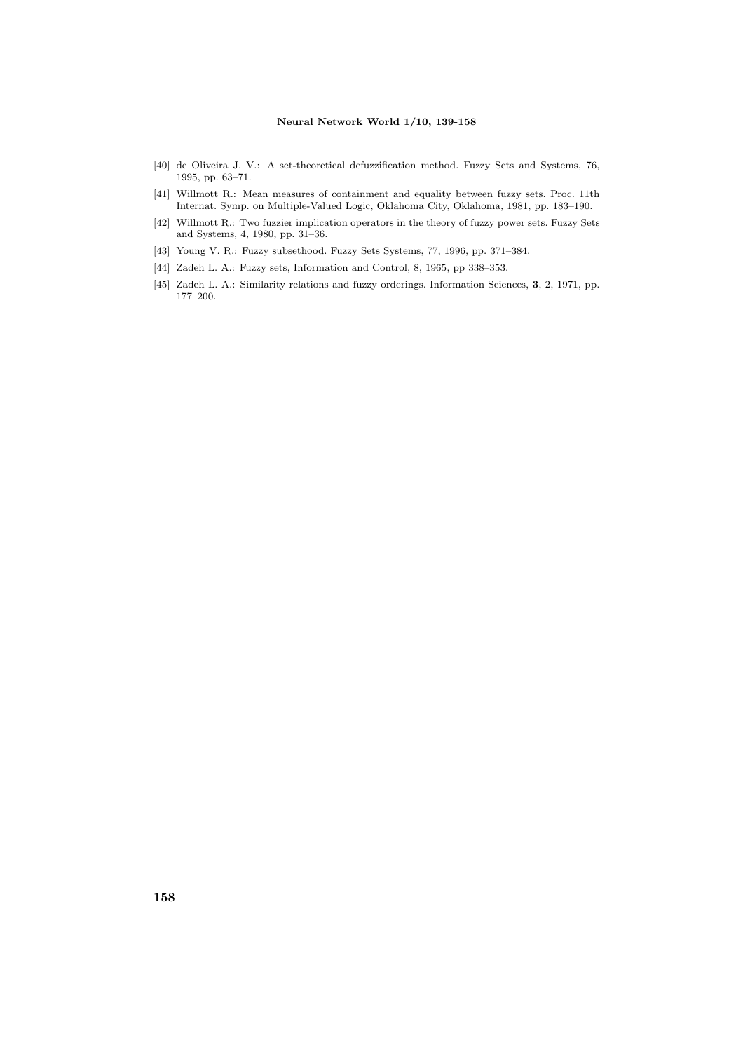[40] de Oliveira J. V.: A set-theoretical defuzzification method. Fuzzy Sets and Systems, 76, 1995, pp. 63–71.

[41] Willmott R.: Mean measures of containment and equality between fuzzy sets. Proc. 11th Internat. Symp. on Multiple-Valued Logic, Oklahoma City, Oklahoma, 1981, pp. 183–190.

[42] Willmott R.: Two fuzzier implication operators in the theory of fuzzy power sets. Fuzzy Sets and Systems, 4, 1980, pp. 31–36.

[43] Young V. R.: Fuzzy subsethood. Fuzzy Sets Systems, 77, 1996, pp. 371–384.

[44] Zadeh L. A.: Fuzzy sets, Information and Control, 8, 1965, pp 338–353.

[45] Zadeh L. A.: Similarity relations and fuzzy orderings. Information Sciences, **3**, 2, 1971, pp. 177–200.